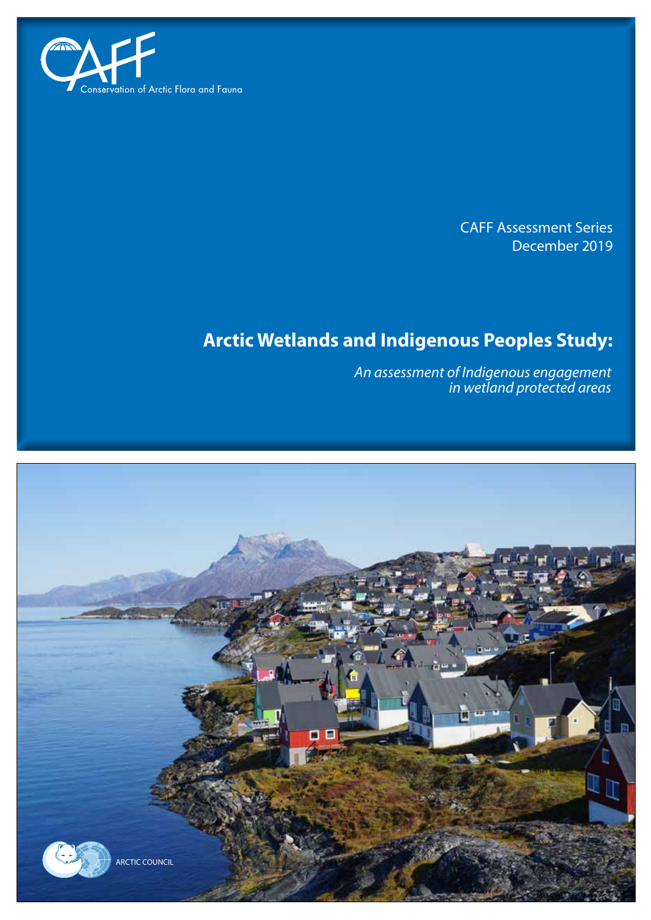CAFF

Conservation of Arctic Flora and Fauna

CAFF Assessment Series
December 2019

# Arctic Wetlands and Indigenous Peoples Study:

*An assessment of Indigenous engagement in wetland protected areas*

ARCTIC COUNCIL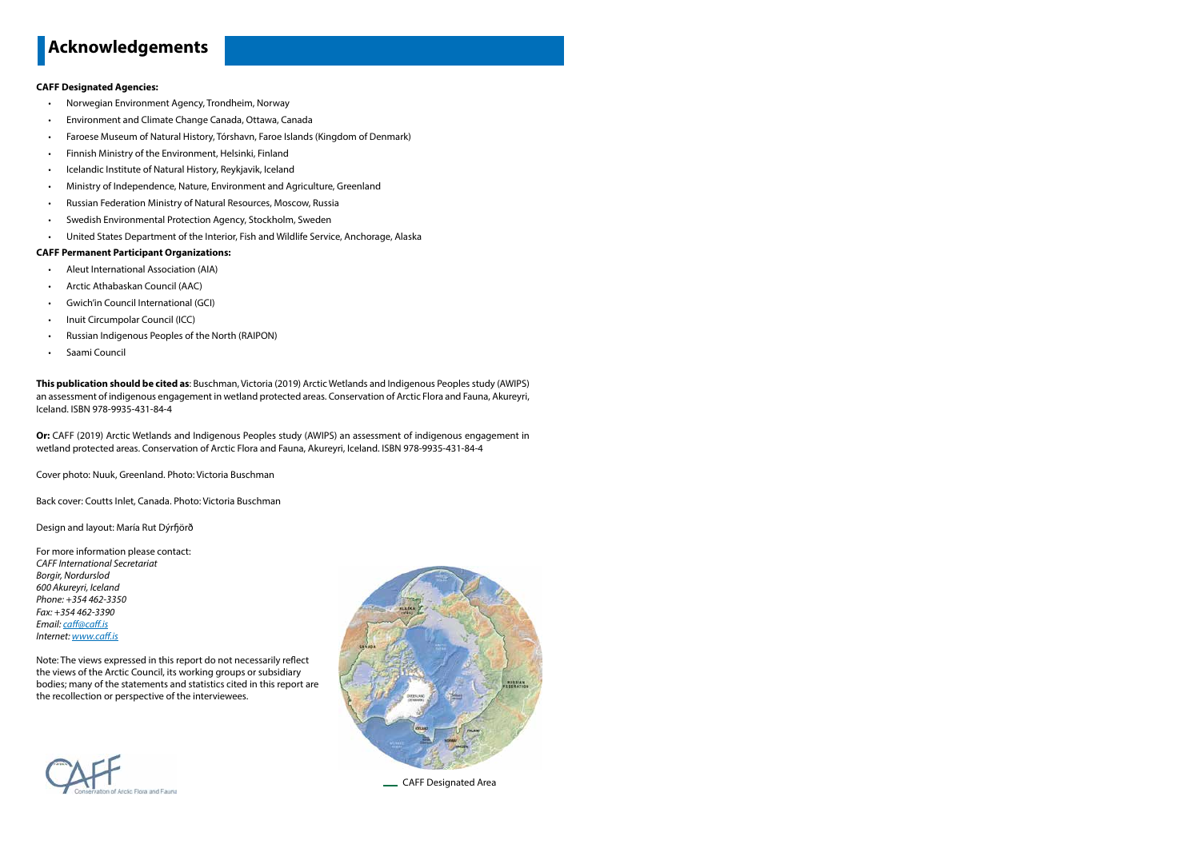# Acknowledgements

**CAFF Designated Agencies:**

- Norwegian Environment Agency, Trondheim, Norway
- Environment and Climate Change Canada, Ottawa, Canada
- Faroese Museum of Natural History, Tórshavn, Faroe Islands (Kingdom of Denmark)
- Finnish Ministry of the Environment, Helsinki, Finland
- Icelandic Institute of Natural History, Reykjavik, Iceland
- Ministry of Independence, Nature, Environment and Agriculture, Greenland
- Russian Federation Ministry of Natural Resources, Moscow, Russia
- Swedish Environmental Protection Agency, Stockholm, Sweden
- United States Department of the Interior, Fish and Wildlife Service, Anchorage, Alaska

**CAFF Permanent Participant Organizations:**

- Aleut International Association (AIA)
- Arctic Athabaskan Council (AAC)
- Gwich'in Council International (GCI)
- Inuit Circumpolar Council (ICC)
- Russian Indigenous Peoples of the North (RAIPON)
- Saami Council

**This publication should be cited as**: Buschman, Victoria (2019) Arctic Wetlands and Indigenous Peoples study (AWIPS) an assessment of indigenous engagement in wetland protected areas. Conservation of Arctic Flora and Fauna, Akureyri, Iceland. ISBN 978-9935-431-84-4

**Or:** CAFF (2019) Arctic Wetlands and Indigenous Peoples study (AWIPS) an assessment of indigenous engagement in wetland protected areas. Conservation of Arctic Flora and Fauna, Akureyri, Iceland. ISBN 978-9935-431-84-4

Cover photo: Nuuk, Greenland. Photo: Victoria Buschman

Back cover: Coutts Inlet, Canada. Photo: Victoria Buschman

Design and layout: María Rut Dýrfjörð

For more information please contact:
*CAFF International Secretariat*
*Borgir, Nordurslod*
*600 Akureyri, Iceland*
*Phone: +354 462-3350*
*Fax: +354 462-3390*
*Email: caff@caff.is*
*Internet: www.caff.is*

Note: The views expressed in this report do not necessarily reflect the views of the Arctic Council, its working groups or subsidiary bodies; many of the statements and statistics cited in this report are the recollection or perspective of the interviewees.

CAFF Designated Area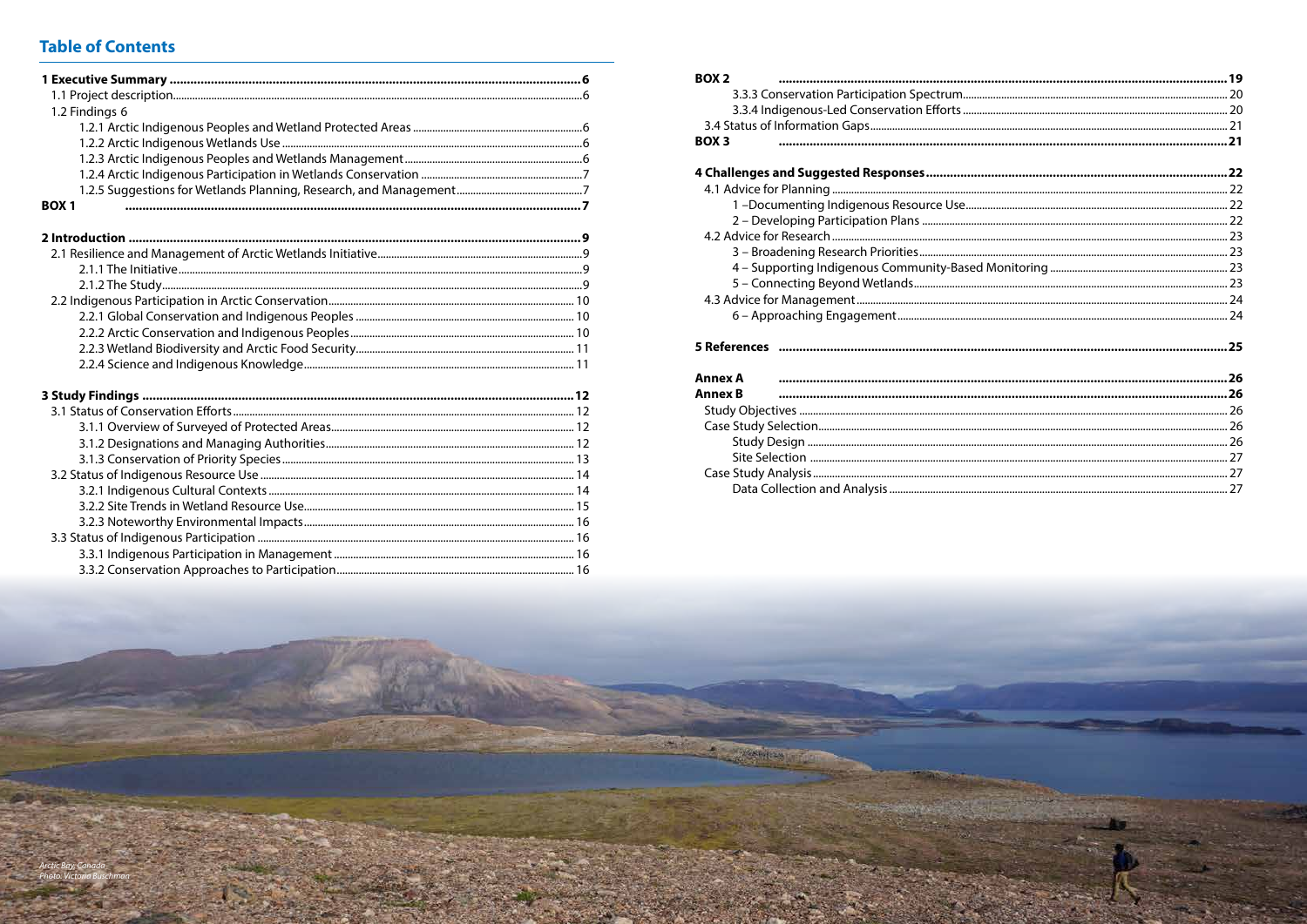## Table of Contents

**1 Executive Summary** ... 6
- 1.1 Project description ... 6
- 1.2 Findings 6
  - 1.2.1 Arctic Indigenous Peoples and Wetland Protected Areas ... 6
  - 1.2.2 Arctic Indigenous Wetlands Use ... 6
  - 1.2.3 Arctic Indigenous Peoples and Wetlands Management ... 6
  - 1.2.4 Arctic Indigenous Participation in Wetlands Conservation ... 7
  - 1.2.5 Suggestions for Wetlands Planning, Research, and Management ... 7

**BOX 1** ... 7

**2 Introduction** ... 9
- 2.1 Resilience and Management of Arctic Wetlands Initiative ... 9
  - 2.1.1 The Initiative ... 9
  - 2.1.2 The Study ... 9
- 2.2 Indigenous Participation in Arctic Conservation ... 10
  - 2.2.1 Global Conservation and Indigenous Peoples ... 10
  - 2.2.2 Arctic Conservation and Indigenous Peoples ... 10
  - 2.2.3 Wetland Biodiversity and Arctic Food Security ... 11
  - 2.2.4 Science and Indigenous Knowledge ... 11

**3 Study Findings** ... 12
- 3.1 Status of Conservation Efforts ... 12
  - 3.1.1 Overview of Surveyed of Protected Areas ... 12
  - 3.1.2 Designations and Managing Authorities ... 12
  - 3.1.3 Conservation of Priority Species ... 13
- 3.2 Status of Indigenous Resource Use ... 14
  - 3.2.1 Indigenous Cultural Contexts ... 14
  - 3.2.2 Site Trends in Wetland Resource Use ... 15
  - 3.2.3 Noteworthy Environmental Impacts ... 16
- 3.3 Status of Indigenous Participation ... 16
  - 3.3.1 Indigenous Participation in Management ... 16
  - 3.3.2 Conservation Approaches to Participation ... 16

**BOX 2** ... 19
  - 3.3.3 Conservation Participation Spectrum ... 20
  - 3.3.4 Indigenous-Led Conservation Efforts ... 20
- 3.4 Status of Information Gaps ... 21

**BOX 3** ... 21

**4 Challenges and Suggested Responses** ... 22
- 4.1 Advice for Planning ... 22
  - 1 –Documenting Indigenous Resource Use ... 22
  - 2 – Developing Participation Plans ... 22
- 4.2 Advice for Research ... 23
  - 3 – Broadening Research Priorities ... 23
  - 4 – Supporting Indigenous Community-Based Monitoring ... 23
  - 5 – Connecting Beyond Wetlands ... 23
- 4.3 Advice for Management ... 24
  - 6 – Approaching Engagement ... 24

**5 References** ... 25

**Annex A** ... 26

**Annex B** ... 26
- Study Objectives ... 26
- Case Study Selection ... 26
  - Study Design ... 26
  - Site Selection ... 27
- Case Study Analysis ... 27
  - Data Collection and Analysis ... 27

*Arctic Bay, Canada*
*Photo: Victoria Buschman*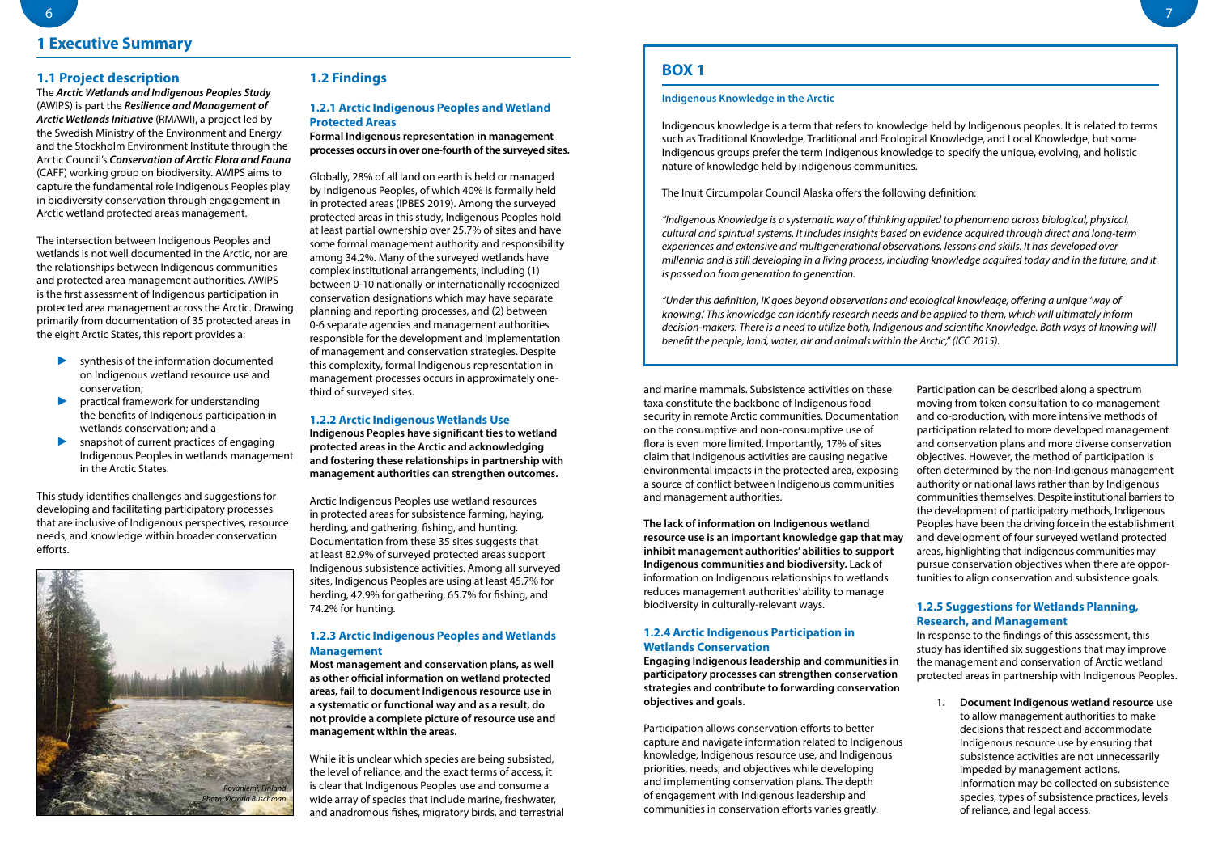# 1 Executive Summary

## 1.1 Project description

The ***Arctic Wetlands and Indigenous Peoples Study*** (AWIPS) is part the ***Resilience and Management of Arctic Wetlands Initiative*** (RMAWI), a project led by the Swedish Ministry of the Environment and Energy and the Stockholm Environment Institute through the Arctic Council's ***Conservation of Arctic Flora and Fauna*** (CAFF) working group on biodiversity. AWIPS aims to capture the fundamental role Indigenous Peoples play in biodiversity conservation through engagement in Arctic wetland protected areas management.

The intersection between Indigenous Peoples and wetlands is not well documented in the Arctic, nor are the relationships between Indigenous communities and protected area management authorities. AWIPS is the first assessment of Indigenous participation in protected area management across the Arctic. Drawing primarily from documentation of 35 protected areas in the eight Arctic States, this report provides a:

- synthesis of the information documented on Indigenous wetland resource use and conservation;
- practical framework for understanding the benefits of Indigenous participation in wetlands conservation; and a
- snapshot of current practices of engaging Indigenous Peoples in wetlands management in the Arctic States.

This study identifies challenges and suggestions for developing and facilitating participatory processes that are inclusive of Indigenous perspectives, resource needs, and knowledge within broader conservation efforts.

*Rovaniemi, Finland*
*Photo: Victoria Buschman*

## 1.2 Findings

### 1.2.1 Arctic Indigenous Peoples and Wetland Protected Areas

**Formal Indigenous representation in management processes occurs in over one-fourth of the surveyed sites.**

Globally, 28% of all land on earth is held or managed by Indigenous Peoples, of which 40% is formally held in protected areas (IPBES 2019). Among the surveyed protected areas in this study, Indigenous Peoples hold at least partial ownership over 25.7% of sites and have some formal management authority and responsibility among 34.2%. Many of the surveyed wetlands have complex institutional arrangements, including (1) between 0-10 nationally or internationally recognized conservation designations which may have separate planning and reporting processes, and (2) between 0-6 separate agencies and management authorities responsible for the development and implementation of management and conservation strategies. Despite this complexity, formal Indigenous representation in management processes occurs in approximately one-third of surveyed sites.

### 1.2.2 Arctic Indigenous Wetlands Use

**Indigenous Peoples have significant ties to wetland protected areas in the Arctic and acknowledging and fostering these relationships in partnership with management authorities can strengthen outcomes.**

Arctic Indigenous Peoples use wetland resources in protected areas for subsistence farming, haying, herding, and gathering, fishing, and hunting. Documentation from these 35 sites suggests that at least 82.9% of surveyed protected areas support Indigenous subsistence activities. Among all surveyed sites, Indigenous Peoples are using at least 45.7% for herding, 42.9% for gathering, 65.7% for fishing, and 74.2% for hunting.

### 1.2.3 Arctic Indigenous Peoples and Wetlands Management

**Most management and conservation plans, as well as other official information on wetland protected areas, fail to document Indigenous resource use in a systematic or functional way and as a result, do not provide a complete picture of resource use and management within the areas.**

While it is unclear which species are being subsisted, the level of reliance, and the exact terms of access, it is clear that Indigenous Peoples use and consume a wide array of species that include marine, freshwater, and anadromous fishes, migratory birds, and terrestrial and marine mammals. Subsistence activities on these taxa constitute the backbone of Indigenous food security in remote Arctic communities. Documentation on the consumptive and non-consumptive use of flora is even more limited. Importantly, 17% of sites claim that Indigenous activities are causing negative environmental impacts in the protected area, exposing a source of conflict between Indigenous communities and management authorities.

**The lack of information on Indigenous wetland resource use is an important knowledge gap that may inhibit management authorities' abilities to support Indigenous communities and biodiversity.** Lack of information on Indigenous relationships to wetlands reduces management authorities' ability to manage biodiversity in culturally-relevant ways.

### 1.2.4 Arctic Indigenous Participation in Wetlands Conservation

**Engaging Indigenous leadership and communities in participatory processes can strengthen conservation strategies and contribute to forwarding conservation objectives and goals**.

Participation allows conservation efforts to better capture and navigate information related to Indigenous knowledge, Indigenous resource use, and Indigenous priorities, needs, and objectives while developing and implementing conservation plans. The depth of engagement with Indigenous leadership and communities in conservation efforts varies greatly. Participation can be described along a spectrum moving from token consultation to co-management and co-production, with more intensive methods of participation related to more developed management and conservation plans and more diverse conservation objectives. However, the method of participation is often determined by the non-Indigenous management authority or national laws rather than by Indigenous communities themselves. Despite institutional barriers to the development of participatory methods, Indigenous Peoples have been the driving force in the establishment and development of four surveyed wetland protected areas, highlighting that Indigenous communities may pursue conservation objectives when there are opportunities to align conservation and subsistence goals.

### 1.2.5 Suggestions for Wetlands Planning, Research, and Management

In response to the findings of this assessment, this study has identified six suggestions that may improve the management and conservation of Arctic wetland protected areas in partnership with Indigenous Peoples.

1. **Document Indigenous wetland resource** use to allow management authorities to make decisions that respect and accommodate Indigenous resource use by ensuring that subsistence activities are not unnecessarily impeded by management actions. Information may be collected on subsistence species, types of subsistence practices, levels of reliance, and legal access.

## BOX 1

**Indigenous Knowledge in the Arctic**

Indigenous knowledge is a term that refers to knowledge held by Indigenous peoples. It is related to terms such as Traditional Knowledge, Traditional and Ecological Knowledge, and Local Knowledge, but some Indigenous groups prefer the term Indigenous knowledge to specify the unique, evolving, and holistic nature of knowledge held by Indigenous communities.

The Inuit Circumpolar Council Alaska offers the following definition:

*"Indigenous Knowledge is a systematic way of thinking applied to phenomena across biological, physical, cultural and spiritual systems. It includes insights based on evidence acquired through direct and long-term experiences and extensive and multigenerational observations, lessons and skills. It has developed over millennia and is still developing in a living process, including knowledge acquired today and in the future, and it is passed on from generation to generation.*

*"Under this definition, IK goes beyond observations and ecological knowledge, offering a unique 'way of knowing.' This knowledge can identify research needs and be applied to them, which will ultimately inform decision-makers. There is a need to utilize both, Indigenous and scientific Knowledge. Both ways of knowing will benefit the people, land, water, air and animals within the Arctic," (ICC 2015).*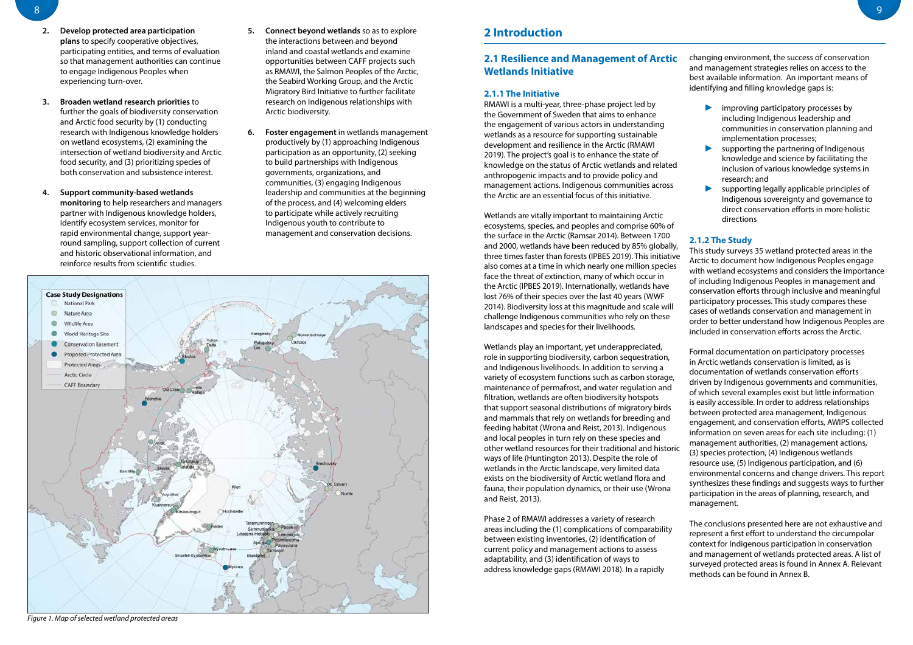2. **Develop protected area participation plans** to specify cooperative objectives, participating entities, and terms of evaluation so that management authorities can continue to engage Indigenous Peoples when experiencing turn-over.

3. **Broaden wetland research priorities** to further the goals of biodiversity conservation and Arctic food security by (1) conducting research with Indigenous knowledge holders on wetland ecosystems, (2) examining the intersection of wetland biodiversity and Arctic food security, and (3) prioritizing species of both conservation and subsistence interest.

4. **Support community-based wetlands monitoring** to help researchers and managers partner with Indigenous knowledge holders, identify ecosystem services, monitor for rapid environmental change, support year-round sampling, support collection of current and historic observational information, and reinforce results from scientific studies.

5. **Connect beyond wetlands** so as to explore the interactions between and beyond inland and coastal wetlands and examine opportunities between CAFF projects such as RMAWI, the Salmon Peoples of the Arctic, the Seabird Working Group, and the Arctic Migratory Bird Initiative to further facilitate research on Indigenous relationships with Arctic biodiversity.

6. **Foster engagement** in wetlands management productively by (1) approaching Indigenous participation as an opportunity, (2) seeking to build partnerships with Indigenous governments, organizations, and communities, (3) engaging Indigenous leadership and communities at the beginning of the process, and (4) welcoming elders to participate while actively recruiting Indigenous youth to contribute to management and conservation decisions.

*Figure 1. Map of selected wetland protected areas*

## 2 Introduction

### 2.1 Resilience and Management of Arctic Wetlands Initiative

#### 2.1.1 The Initiative

RMAWI is a multi-year, three-phase project led by the Government of Sweden that aims to enhance the engagement of various actors in understanding wetlands as a resource for supporting sustainable development and resilience in the Arctic (RMAWI 2019). The project's goal is to enhance the state of knowledge on the status of Arctic wetlands and related anthropogenic impacts and to provide policy and management actions. Indigenous communities across the Arctic are an essential focus of this initiative.

Wetlands are vitally important to maintaining Arctic ecosystems, species, and peoples and comprise 60% of the surface in the Arctic (Ramsar 2014). Between 1700 and 2000, wetlands have been reduced by 85% globally, three times faster than forests (IPBES 2019). This initiative also comes at a time in which nearly one million species face the threat of extinction, many of which occur in the Arctic (IPBES 2019). Internationally, wetlands have lost 76% of their species over the last 40 years (WWF 2014). Biodiversity loss at this magnitude and scale will challenge Indigenous communities who rely on these landscapes and species for their livelihoods.

Wetlands play an important, yet underappreciated, role in supporting biodiversity, carbon sequestration, and Indigenous livelihoods. In addition to serving a variety of ecosystem functions such as carbon storage, maintenance of permafrost, and water regulation and filtration, wetlands are often biodiversity hotspots that support seasonal distributions of migratory birds and mammals that rely on wetlands for breeding and feeding habitat (Wrona and Reist, 2013). Indigenous and local peoples in turn rely on these species and other wetland resources for their traditional and historic ways of life (Huntington 2013). Despite the role of wetlands in the Arctic landscape, very limited data exists on the biodiversity of Arctic wetland flora and fauna, their population dynamics, or their use (Wrona and Reist, 2013).

Phase 2 of RMAWI addresses a variety of research areas including the (1) complications of comparability between existing inventories, (2) identification of current policy and management actions to assess adaptability, and (3) identification of ways to address knowledge gaps (RMAWI 2018). In a rapidly changing environment, the success of conservation and management strategies relies on access to the best available information. An important means of identifying and filling knowledge gaps is:

- improving participatory processes by including Indigenous leadership and communities in conservation planning and implementation processes;
- supporting the partnering of Indigenous knowledge and science by facilitating the inclusion of various knowledge systems in research; and
- supporting legally applicable principles of Indigenous sovereignty and governance to direct conservation efforts in more holistic directions

#### 2.1.2 The Study

This study surveys 35 wetland protected areas in the Arctic to document how Indigenous Peoples engage with wetland ecosystems and considers the importance of including Indigenous Peoples in management and conservation efforts through inclusive and meaningful participatory processes. This study compares these cases of wetlands conservation and management in order to better understand how Indigenous Peoples are included in conservation efforts across the Arctic.

Formal documentation on participatory processes in Arctic wetlands conservation is limited, as is documentation of wetlands conservation efforts driven by Indigenous governments and communities, of which several examples exist but little information is easily accessible. In order to address relationships between protected area management, Indigenous engagement, and conservation efforts, AWIPS collected information on seven areas for each site including: (1) management authorities, (2) management actions, (3) species protection, (4) Indigenous wetlands resource use, (5) Indigenous participation, and (6) environmental concerns and change drivers. This report synthesizes these findings and suggests ways to further participation in the areas of planning, research, and management.

The conclusions presented here are not exhaustive and represent a first effort to understand the circumpolar context for Indigenous participation in conservation and management of wetlands protected areas. A list of surveyed protected areas is found in Annex A. Relevant methods can be found in Annex B.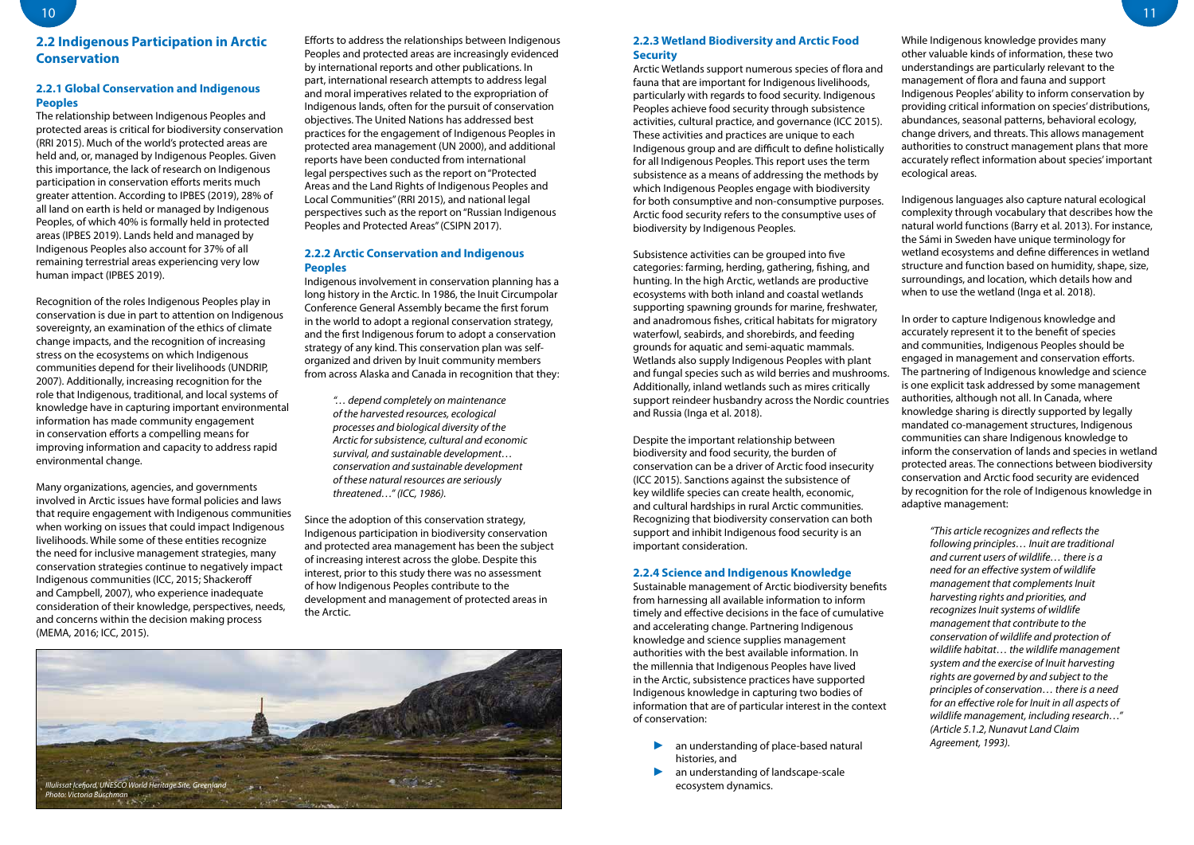## 2.2 Indigenous Participation in Arctic Conservation

### 2.2.1 Global Conservation and Indigenous Peoples

The relationship between Indigenous Peoples and protected areas is critical for biodiversity conservation (RRI 2015). Much of the world's protected areas are held and, or, managed by Indigenous Peoples. Given this importance, the lack of research on Indigenous participation in conservation efforts merits much greater attention. According to IPBES (2019), 28% of all land on earth is held or managed by Indigenous Peoples, of which 40% is formally held in protected areas (IPBES 2019). Lands held and managed by Indigenous Peoples also account for 37% of all remaining terrestrial areas experiencing very low human impact (IPBES 2019).

Recognition of the roles Indigenous Peoples play in conservation is due in part to attention on Indigenous sovereignty, an examination of the ethics of climate change impacts, and the recognition of increasing stress on the ecosystems on which Indigenous communities depend for their livelihoods (UNDRIP, 2007). Additionally, increasing recognition for the role that Indigenous, traditional, and local systems of knowledge have in capturing important environmental information has made community engagement in conservation efforts a compelling means for improving information and capacity to address rapid environmental change.

Many organizations, agencies, and governments involved in Arctic issues have formal policies and laws that require engagement with Indigenous communities when working on issues that could impact Indigenous livelihoods. While some of these entities recognize the need for inclusive management strategies, many conservation strategies continue to negatively impact Indigenous communities (ICC, 2015; Shackeroff and Campbell, 2007), who experience inadequate consideration of their knowledge, perspectives, needs, and concerns within the decision making process (MEMA, 2016; ICC, 2015).

Efforts to address the relationships between Indigenous Peoples and protected areas are increasingly evidenced by international reports and other publications. In part, international research attempts to address legal and moral imperatives related to the expropriation of Indigenous lands, often for the pursuit of conservation objectives. The United Nations has addressed best practices for the engagement of Indigenous Peoples in protected area management (UN 2000), and additional reports have been conducted from international legal perspectives such as the report on "Protected Areas and the Land Rights of Indigenous Peoples and Local Communities" (RRI 2015), and national legal perspectives such as the report on "Russian Indigenous Peoples and Protected Areas" (CSIPN 2017).

### 2.2.2 Arctic Conservation and Indigenous Peoples

Indigenous involvement in conservation planning has a long history in the Arctic. In 1986, the Inuit Circumpolar Conference General Assembly became the first forum in the world to adopt a regional conservation strategy, and the first Indigenous forum to adopt a conservation strategy of any kind. This conservation plan was self-organized and driven by Inuit community members from across Alaska and Canada in recognition that they:

> *"… depend completely on maintenance of the harvested resources, ecological processes and biological diversity of the Arctic for subsistence, cultural and economic survival, and sustainable development… conservation and sustainable development of these natural resources are seriously threatened…" (ICC, 1986).*

Since the adoption of this conservation strategy, Indigenous participation in biodiversity conservation and protected area management has been the subject of increasing interest across the globe. Despite this interest, prior to this study there was no assessment of how Indigenous Peoples contribute to the development and management of protected areas in the Arctic.

*Illulissat Icefjord, UNESCO World Heritage Site, Greenland*
*Photo: Victoria Buschman*

### 2.2.3 Wetland Biodiversity and Arctic Food Security

Arctic Wetlands support numerous species of flora and fauna that are important for Indigenous livelihoods, particularly with regards to food security. Indigenous Peoples achieve food security through subsistence activities, cultural practice, and governance (ICC 2015). These activities and practices are unique to each Indigenous group and are difficult to define holistically for all Indigenous Peoples. This report uses the term subsistence as a means of addressing the methods by which Indigenous Peoples engage with biodiversity for both consumptive and non-consumptive purposes. Arctic food security refers to the consumptive uses of biodiversity by Indigenous Peoples.

Subsistence activities can be grouped into five categories: farming, herding, gathering, fishing, and hunting. In the high Arctic, wetlands are productive ecosystems with both inland and coastal wetlands supporting spawning grounds for marine, freshwater, and anadromous fishes, critical habitats for migratory waterfowl, seabirds, and shorebirds, and feeding grounds for aquatic and semi-aquatic mammals. Wetlands also supply Indigenous Peoples with plant and fungal species such as wild berries and mushrooms. Additionally, inland wetlands such as mires critically support reindeer husbandry across the Nordic countries and Russia (Inga et al. 2018).

Despite the important relationship between biodiversity and food security, the burden of conservation can be a driver of Arctic food insecurity (ICC 2015). Sanctions against the subsistence of key wildlife species can create health, economic, and cultural hardships in rural Arctic communities. Recognizing that biodiversity conservation can both support and inhibit Indigenous food security is an important consideration.

### 2.2.4 Science and Indigenous Knowledge

Sustainable management of Arctic biodiversity benefits from harnessing all available information to inform timely and effective decisions in the face of cumulative and accelerating change. Partnering Indigenous knowledge and science supplies management authorities with the best available information. In the millennia that Indigenous Peoples have lived in the Arctic, subsistence practices have supported Indigenous knowledge in capturing two bodies of information that are of particular interest in the context of conservation:

- an understanding of place-based natural histories, and
- an understanding of landscape-scale ecosystem dynamics.

While Indigenous knowledge provides many other valuable kinds of information, these two understandings are particularly relevant to the management of flora and fauna and support Indigenous Peoples' ability to inform conservation by providing critical information on species' distributions, abundances, seasonal patterns, behavioral ecology, change drivers, and threats. This allows management authorities to construct management plans that more accurately reflect information about species' important ecological areas.

Indigenous languages also capture natural ecological complexity through vocabulary that describes how the natural world functions (Barry et al. 2013). For instance, the Sámi in Sweden have unique terminology for wetland ecosystems and define differences in wetland structure and function based on humidity, shape, size, surroundings, and location, which details how and when to use the wetland (Inga et al. 2018).

In order to capture Indigenous knowledge and accurately represent it to the benefit of species and communities, Indigenous Peoples should be engaged in management and conservation efforts. The partnering of Indigenous knowledge and science is one explicit task addressed by some management authorities, although not all. In Canada, where knowledge sharing is directly supported by legally mandated co-management structures, Indigenous communities can share Indigenous knowledge to inform the conservation of lands and species in wetland protected areas. The connections between biodiversity conservation and Arctic food security are evidenced by recognition for the role of Indigenous knowledge in adaptive management:

> *"This article recognizes and reflects the following principles… Inuit are traditional and current users of wildlife… there is a need for an effective system of wildlife management that complements Inuit harvesting rights and priorities, and recognizes Inuit systems of wildlife management that contribute to the conservation of wildlife and protection of wildlife habitat… the wildlife management system and the exercise of Inuit harvesting rights are governed by and subject to the principles of conservation… there is a need for an effective role for Inuit in all aspects of wildlife management, including research…" (Article 5.1.2, Nunavut Land Claim Agreement, 1993).*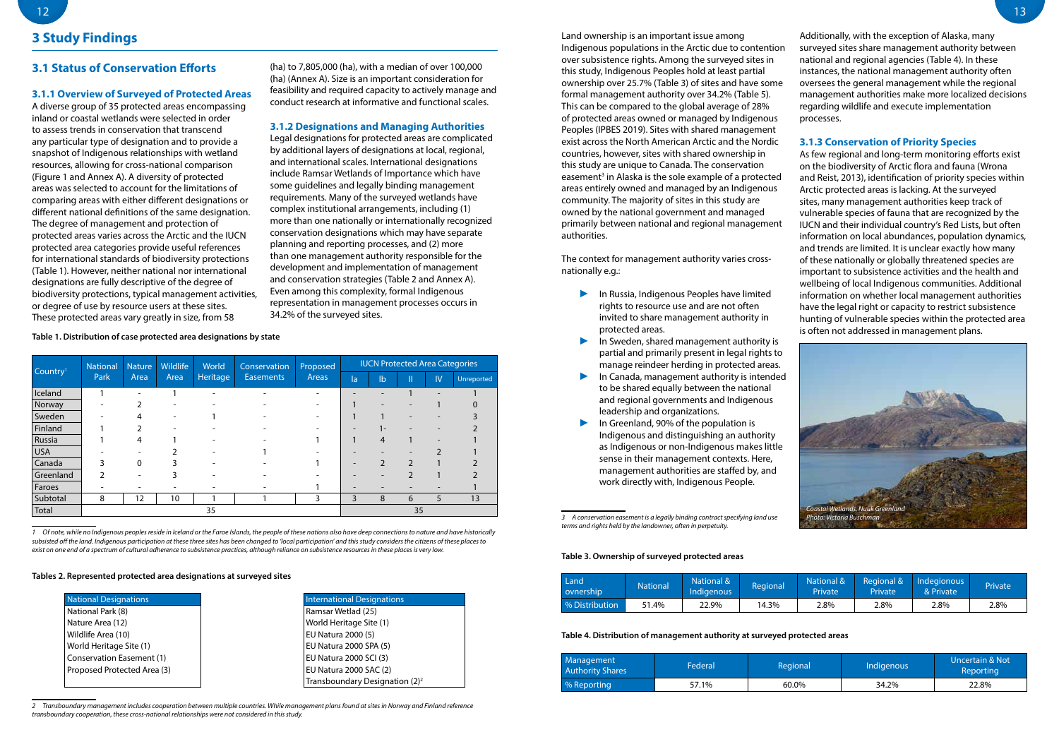# 3 Study Findings

## 3.1 Status of Conservation Efforts

### 3.1.1 Overview of Surveyed of Protected Areas

A diverse group of 35 protected areas encompassing inland or coastal wetlands were selected in order to assess trends in conservation that transcend any particular type of designation and to provide a snapshot of Indigenous relationships with wetland resources, allowing for cross-national comparison (Figure 1 and Annex A). A diversity of protected areas was selected to account for the limitations of comparing areas with either different designations or different national definitions of the same designation. The degree of management and protection of protected areas varies across the Arctic and the IUCN protected area categories provide useful references for international standards of biodiversity protections (Table 1). However, neither national nor international designations are fully descriptive of the degree of biodiversity protections, typical management activities, or degree of use by resource users at these sites. These protected areas vary greatly in size, from 58 (ha) to 7,805,000 (ha), with a median of over 100,000 (ha) (Annex A). Size is an important consideration for feasibility and required capacity to actively manage and conduct research at informative and functional scales.

### 3.1.2 Designations and Managing Authorities

Legal designations for protected areas are complicated by additional layers of designations at local, regional, and international scales. International designations include Ramsar Wetlands of Importance which have some guidelines and legally binding management requirements. Many of the surveyed wetlands have complex institutional arrangements, including (1) more than one nationally or internationally recognized conservation designations which may have separate planning and reporting processes, and (2) more than one management authority responsible for the development and implementation of management and conservation strategies (Table 2 and Annex A). Even among this complexity, formal Indigenous representation in management processes occurs in 34.2% of the surveyed sites.

**Table 1. Distribution of case protected area designations by state**

| Country[1] | National Park | Nature Area | Wildlife Area | World Heritage | Conservation Easements | Proposed Areas | IUCN Protected Area Categories | | | | |
|---|---|---|---|---|---|---|---|---|---|---|---|
| | | | | | | | Ia | Ib | II | IV | Unreported |
| Iceland | 1 | - | 1 | - | - | - | - | - | 1 | - | 1 |
| Norway | - | 2 | - | - | - | - | 1 | - | - | 1 | 0 |
| Sweden | - | 4 | - | 1 | - | - | 1 | 1 | - | - | 3 |
| Finland | 1 | 2 | - | - | - | - | - | 1- | - | - | 2 |
| Russia | 1 | 4 | 1 | - | - | 1 | 1 | 4 | 1 | - | 1 |
| USA | - | - | 2 | - | 1 | - | - | - | - | 2 | 1 |
| Canada | 3 | 0 | 3 | - | - | 1 | - | 2 | 2 | 1 | 2 |
| Greenland | 2 | - | 3 | - | - | - | - | - | 2 | 1 | 2 |
| Faroes | - | - | - | - | - | 1 | - | - | - | - | 1 |
| Subtotal | 8 | 12 | 10 | 1 | 1 | 3 | 3 | 8 | 6 | 5 | 13 |
| Total | 35 | | | | | | 35 | | | | |

1 Of note, while no Indigenous peoples reside in Iceland or the Faroe Islands, the people of these nations also have deep connections to nature and have historically subsisted off the land. Indigenous participation at these three sites has been changed to 'local participation' and this study considers the citizens of these places to exist on one end of a spectrum of cultural adherence to subsistence practices, although reliance on subsistence resources in these places is very low.

**Tables 2. Represented protected area designations at surveyed sites**

| National Designations |
|---|
| National Park (8) |
| Nature Area (12) |
| Wildlife Area (10) |
| World Heritage Site (1) |
| Conservation Easement (1) |
| Proposed Protected Area (3) |

| International Designations |
|---|
| Ramsar Wetlad (25) |
| World Heritage Site (1) |
| EU Natura 2000 (5) |
| EU Natura 2000 SPA (5) |
| EU Natura 2000 SCI (3) |
| EU Natura 2000 SAC (2) |
| Transboundary Designation (2)[2] |

2 Transboundary management includes cooperation between multiple countries. While management plans found at sites in Norway and Finland reference transboundary cooperation, these cross-national relationships were not considered in this study.

Land ownership is an important issue among Indigenous populations in the Arctic due to contention over subsistence rights. Among the surveyed sites in this study, Indigenous Peoples hold at least partial ownership over 25.7% (Table 3) of sites and have some formal management authority over 34.2% (Table 5). This can be compared to the global average of 28% of protected areas owned or managed by Indigenous Peoples (IPBES 2019). Sites with shared management exist across the North American Arctic and the Nordic countries, however, sites with shared ownership in this study are unique to Canada. The conservation easement[3] in Alaska is the sole example of a protected areas entirely owned and managed by an Indigenous community. The majority of sites in this study are owned by the national government and managed primarily between national and regional management authorities.

The context for management authority varies cross-nationally e.g.:

- In Russia, Indigenous Peoples have limited rights to resource use and are not often invited to share management authority in protected areas.
- In Sweden, shared management authority is partial and primarily present in legal rights to manage reindeer herding in protected areas.
- In Canada, management authority is intended to be shared equally between the national and regional governments and Indigenous leadership and organizations.
- In Greenland, 90% of the population is Indigenous and distinguishing an authority as Indigenous or non-Indigenous makes little sense in their management contexts. Here, management authorities are staffed by, and work directly with, Indigenous People.

3 A conservation easement is a legally binding contract specifying land use terms and rights held by the landowner, often in perpetuity.

**Table 3. Ownership of surveyed protected areas**

| Land ownership | National | National & Indigenous | Regional | National & Private | Regional & Private | Indegionous & Private | Private |
|---|---|---|---|---|---|---|---|
| % Distribution | 51.4% | 22.9% | 14.3% | 2.8% | 2.8% | 2.8% | 2.8% |

**Table 4. Distribution of management authority at surveyed protected areas**

| Management Authority Shares | Federal | Regional | Indigenous | Uncertain & Not Reporting |
|---|---|---|---|---|
| % Reporting | 57.1% | 60.0% | 34.2% | 22.8% |

Additionally, with the exception of Alaska, many surveyed sites share management authority between national and regional agencies (Table 4). In these instances, the national management authority often oversees the general management while the regional management authorities make more localized decisions regarding wildlife and execute implementation processes.

### 3.1.3 Conservation of Priority Species

As few regional and long-term monitoring efforts exist on the biodiversity of Arctic flora and fauna (Wrona and Reist, 2013), identification of priority species within Arctic protected areas is lacking. At the surveyed sites, many management authorities keep track of vulnerable species of fauna that are recognized by the IUCN and their individual country's Red Lists, but often information on local abundances, population dynamics, and trends are limited. It is unclear exactly how many of these nationally or globally threatened species are important to subsistence activities and the health and wellbeing of local Indigenous communities. Additional information on whether local management authorities have the legal right or capacity to restrict subsistence hunting of vulnerable species within the protected area is often not addressed in management plans.

*Coastal Wetlands, Nuuk Greenland Photo: Victoria Buschman*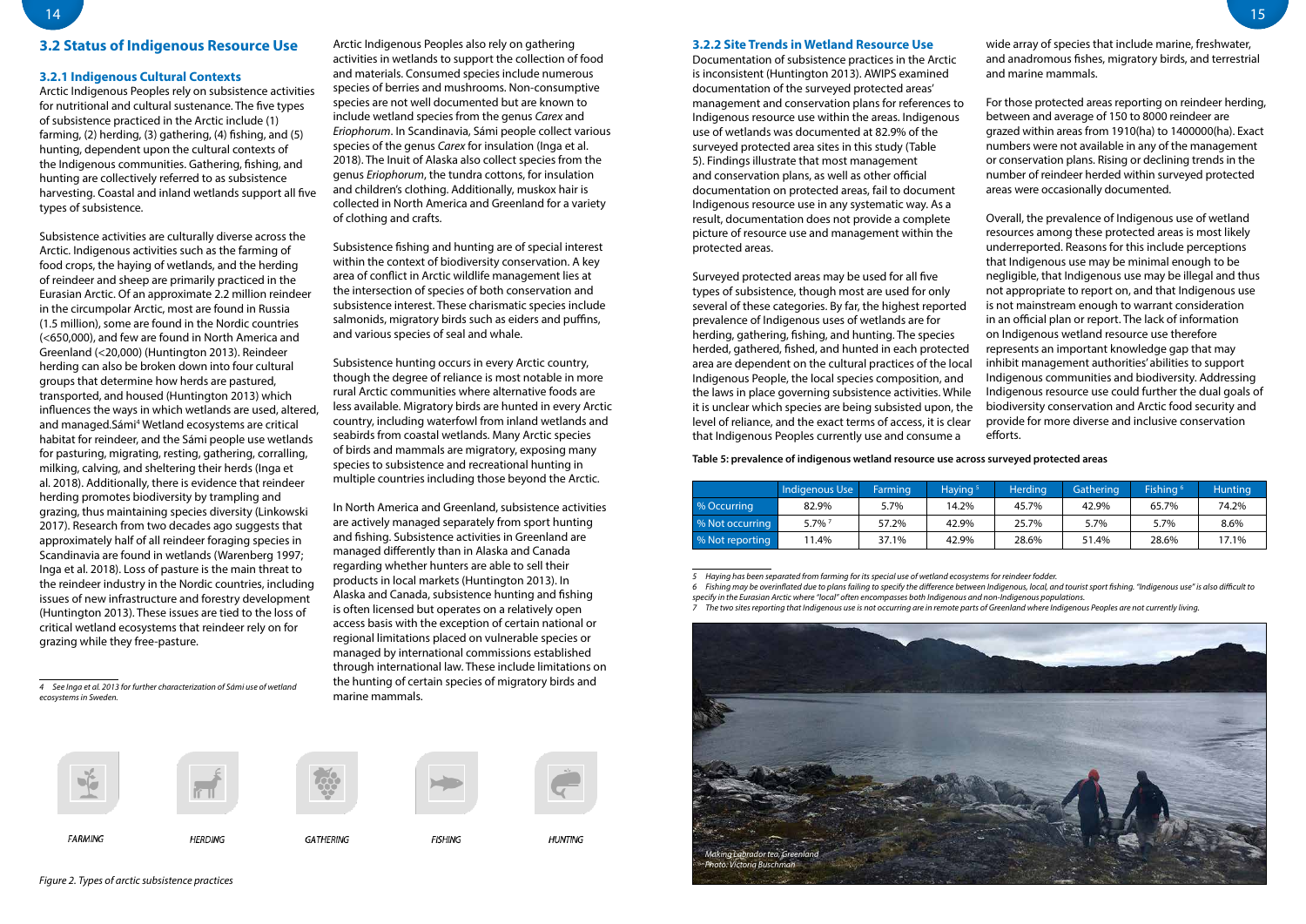## 3.2 Status of Indigenous Resource Use

### 3.2.1 Indigenous Cultural Contexts

Arctic Indigenous Peoples rely on subsistence activities for nutritional and cultural sustenance. The five types of subsistence practiced in the Arctic include (1) farming, (2) herding, (3) gathering, (4) fishing, and (5) hunting, dependent upon the cultural contexts of the Indigenous communities. Gathering, fishing, and hunting are collectively referred to as subsistence harvesting. Coastal and inland wetlands support all five types of subsistence.

Subsistence activities are culturally diverse across the Arctic. Indigenous activities such as the farming of food crops, the haying of wetlands, and the herding of reindeer and sheep are primarily practiced in the Eurasian Arctic. Of an approximate 2.2 million reindeer in the circumpolar Arctic, most are found in Russia (1.5 million), some are found in the Nordic countries (<650,000), and few are found in North America and Greenland (<20,000) (Huntington 2013). Reindeer herding can also be broken down into four cultural groups that determine how herds are pastured, transported, and housed (Huntington 2013) which influences the ways in which wetlands are used, altered, and managed.Sámi[4] Wetland ecosystems are critical habitat for reindeer, and the Sámi people use wetlands for pasturing, migrating, resting, gathering, corralling, milking, calving, and sheltering their herds (Inga et al. 2018). Additionally, there is evidence that reindeer herding promotes biodiversity by trampling and grazing, thus maintaining species diversity (Linkowski 2017). Research from two decades ago suggests that approximately half of all reindeer foraging species in Scandinavia are found in wetlands (Warenberg 1997; Inga et al. 2018). Loss of pasture is the main threat to the reindeer industry in the Nordic countries, including issues of new infrastructure and forestry development (Huntington 2013). These issues are tied to the loss of critical wetland ecosystems that reindeer rely on for grazing while they free-pasture.

*4 See Inga et al. 2013 for further characterization of Sámi use of wetland ecosystems in Sweden.*

Arctic Indigenous Peoples also rely on gathering activities in wetlands to support the collection of food and materials. Consumed species include numerous species of berries and mushrooms. Non-consumptive species are not well documented but are known to include wetland species from the genus *Carex* and *Eriophorum*. In Scandinavia, Sámi people collect various species of the genus *Carex* for insulation (Inga et al. 2018). The Inuit of Alaska also collect species from the genus *Eriophorum*, the tundra cottons, for insulation and children's clothing. Additionally, muskox hair is collected in North America and Greenland for a variety of clothing and crafts.

Subsistence fishing and hunting are of special interest within the context of biodiversity conservation. A key area of conflict in Arctic wildlife management lies at the intersection of species of both conservation and subsistence interest. These charismatic species include salmonids, migratory birds such as eiders and puffins, and various species of seal and whale.

Subsistence hunting occurs in every Arctic country, though the degree of reliance is most notable in more rural Arctic communities where alternative foods are less available. Migratory birds are hunted in every Arctic country, including waterfowl from inland wetlands and seabirds from coastal wetlands. Many Arctic species of birds and mammals are migratory, exposing many species to subsistence and recreational hunting in multiple countries including those beyond the Arctic.

In North America and Greenland, subsistence activities are actively managed separately from sport hunting and fishing. Subsistence activities in Greenland are managed differently than in Alaska and Canada regarding whether hunters are able to sell their products in local markets (Huntington 2013). In Alaska and Canada, subsistence hunting and fishing is often licensed but operates on a relatively open access basis with the exception of certain national or regional limitations placed on vulnerable species or managed by international commissions established through international law. These include limitations on the hunting of certain species of migratory birds and marine mammals.

FARMING HERDING GATHERING FISHING HUNTING

*Figure 2. Types of arctic subsistence practices*

### 3.2.2 Site Trends in Wetland Resource Use

Documentation of subsistence practices in the Arctic is inconsistent (Huntington 2013). AWIPS examined documentation of the surveyed protected areas' management and conservation plans for references to Indigenous resource use within the areas. Indigenous use of wetlands was documented at 82.9% of the surveyed protected area sites in this study (Table 5). Findings illustrate that most management and conservation plans, as well as other official documentation on protected areas, fail to document Indigenous resource use in any systematic way. As a result, documentation does not provide a complete picture of resource use and management within the protected areas.

Surveyed protected areas may be used for all five types of subsistence, though most are used for only several of these categories. By far, the highest reported prevalence of Indigenous uses of wetlands are for herding, gathering, fishing, and hunting. The species herded, gathered, fished, and hunted in each protected area are dependent on the cultural practices of the local Indigenous People, the local species composition, and the laws in place governing subsistence activities. While it is unclear which species are being subsisted upon, the level of reliance, and the exact terms of access, it is clear that Indigenous Peoples currently use and consume a wide array of species that include marine, freshwater, and anadromous fishes, migratory birds, and terrestrial and marine mammals.

For those protected areas reporting on reindeer herding, between and average of 150 to 8000 reindeer are grazed within areas from 1910(ha) to 1400000(ha). Exact numbers were not available in any of the management or conservation plans. Rising or declining trends in the number of reindeer herded within surveyed protected areas were occasionally documented.

Overall, the prevalence of Indigenous use of wetland resources among these protected areas is most likely underreported. Reasons for this include perceptions that Indigenous use may be minimal enough to be negligible, that Indigenous use may be illegal and thus not appropriate to report on, and that Indigenous use is not mainstream enough to warrant consideration in an official plan or report. The lack of information on Indigenous wetland resource use therefore represents an important knowledge gap that may inhibit management authorities' abilities to support Indigenous communities and biodiversity. Addressing Indigenous resource use could further the dual goals of biodiversity conservation and Arctic food security and provide for more diverse and inclusive conservation efforts.

**Table 5: prevalence of indigenous wetland resource use across surveyed protected areas**

| | Indigenous Use | Farming | Haying [5] | Herding | Gathering | Fishing [6] | Hunting |
|---|---|---|---|---|---|---|---|
| % Occurring | 82.9% | 5.7% | 14.2% | 45.7% | 42.9% | 65.7% | 74.2% |
| % Not occurring | 5.7% [7] | 57.2% | 42.9% | 25.7% | 5.7% | 5.7% | 8.6% |
| % Not reporting | 11.4% | 37.1% | 42.9% | 28.6% | 51.4% | 28.6% | 17.1% |

*5 Haying has been separated from farming for its special use of wetland ecosystems for reindeer fodder.*

*6 Fishing may be overinflated due to plans failing to specify the difference between Indigenous, local, and tourist sport fishing. "Indigenous use" is also difficult to specify in the Eurasian Arctic where "local" often encompasses both Indigenous and non-Indigenous populations.*

*7 The two sites reporting that Indigenous use is not occurring are in remote parts of Greenland where Indigenous Peoples are not currently living.*

*Making Labrador tea, Greenland Photo: Victoria Buschman*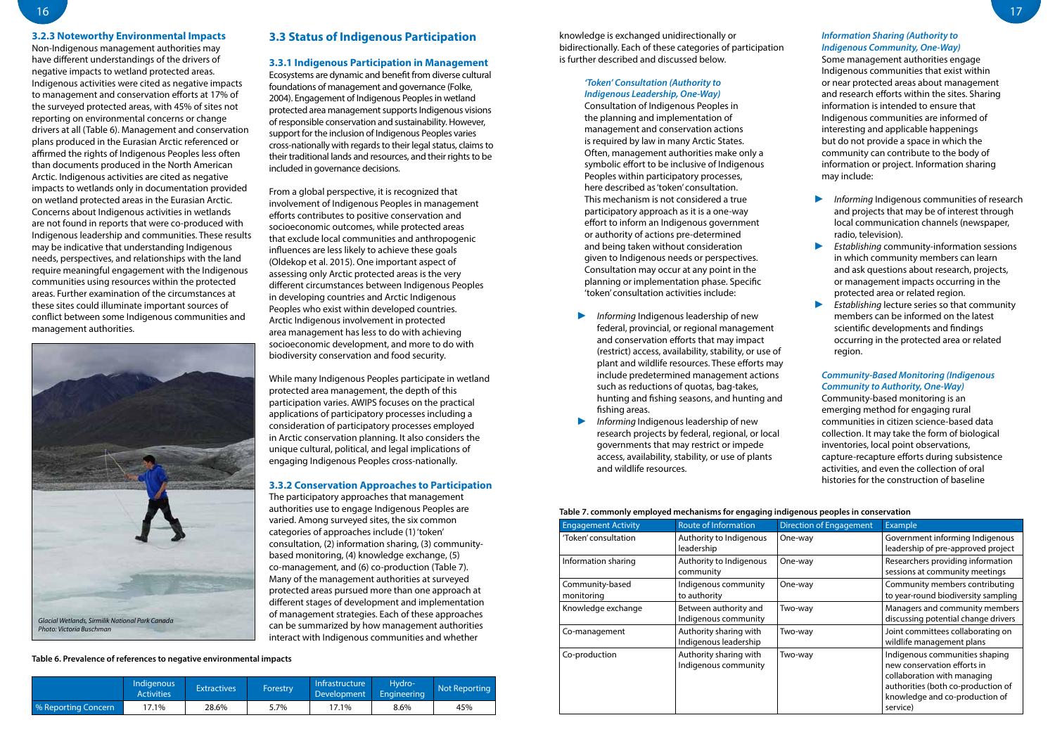### 3.2.3 Noteworthy Environmental Impacts

Non-Indigenous management authorities may have different understandings of the drivers of negative impacts to wetland protected areas. Indigenous activities were cited as negative impacts to management and conservation efforts at 17% of the surveyed protected areas, with 45% of sites not reporting on environmental concerns or change drivers at all (Table 6). Management and conservation plans produced in the Eurasian Arctic referenced or affirmed the rights of Indigenous Peoples less often than documents produced in the North American Arctic. Indigenous activities are cited as negative impacts to wetlands only in documentation provided on wetland protected areas in the Eurasian Arctic. Concerns about Indigenous activities in wetlands are not found in reports that were co-produced with Indigenous leadership and communities. These results may be indicative that understanding Indigenous needs, perspectives, and relationships with the land require meaningful engagement with the Indigenous communities using resources within the protected areas. Further examination of the circumstances at these sites could illuminate important sources of conflict between some Indigenous communities and management authorities.

*Glacial Wetlands, Sirmilik National Park Canada*
*Photo: Victoria Buschman*

**Table 6. Prevalence of references to negative environmental impacts**

| | Indigenous Activities | Extractives | Forestry | Infrastructure Development | Hydro-Engineering | Not Reporting |
|---|---|---|---|---|---|---|
| % Reporting Concern | 17.1% | 28.6% | 5.7% | 17.1% | 8.6% | 45% |

## 3.3 Status of Indigenous Participation

### 3.3.1 Indigenous Participation in Management

Ecosystems are dynamic and benefit from diverse cultural foundations of management and governance (Folke, 2004). Engagement of Indigenous Peoples in wetland protected area management supports Indigenous visions of responsible conservation and sustainability. However, support for the inclusion of Indigenous Peoples varies cross-nationally with regards to their legal status, claims to their traditional lands and resources, and their rights to be included in governance decisions.

From a global perspective, it is recognized that involvement of Indigenous Peoples in management efforts contributes to positive conservation and socioeconomic outcomes, while protected areas that exclude local communities and anthropogenic influences are less likely to achieve these goals (Oldekop et al. 2015). One important aspect of assessing only Arctic protected areas is the very different circumstances between Indigenous Peoples in developing countries and Arctic Indigenous Peoples who exist within developed countries. Arctic Indigenous involvement in protected area management has less to do with achieving socioeconomic development, and more to do with biodiversity conservation and food security.

While many Indigenous Peoples participate in wetland protected area management, the depth of this participation varies. AWIPS focuses on the practical applications of participatory processes including a consideration of participatory processes employed in Arctic conservation planning. It also considers the unique cultural, political, and legal implications of engaging Indigenous Peoples cross-nationally.

### 3.3.2 Conservation Approaches to Participation

The participatory approaches that management authorities use to engage Indigenous Peoples are varied. Among surveyed sites, the six common categories of approaches include (1) 'token' consultation, (2) information sharing, (3) community-based monitoring, (4) knowledge exchange, (5) co-management, and (6) co-production (Table 7). Many of the management authorities at surveyed protected areas pursued more than one approach at different stages of development and implementation of management strategies. Each of these approaches can be summarized by how management authorities interact with Indigenous communities and whether knowledge is exchanged unidirectionally or bidirectionally. Each of these categories of participation is further described and discussed below.

#### *'Token' Consultation (Authority to Indigenous Leadership, One-Way)*

Consultation of Indigenous Peoples in the planning and implementation of management and conservation actions is required by law in many Arctic States. Often, management authorities make only a symbolic effort to be inclusive of Indigenous Peoples within participatory processes, here described as 'token' consultation. This mechanism is not considered a true participatory approach as it is a one-way effort to inform an Indigenous government or authority of actions pre-determined and being taken without consideration given to Indigenous needs or perspectives. Consultation may occur at any point in the planning or implementation phase. Specific 'token' consultation activities include:

- *Informing* Indigenous leadership of new federal, provincial, or regional management and conservation efforts that may impact (restrict) access, availability, stability, or use of plant and wildlife resources. These efforts may include predetermined management actions such as reductions of quotas, bag-takes, hunting and fishing seasons, and hunting and fishing areas.
- *Informing* Indigenous leadership of new research projects by federal, regional, or local governments that may restrict or impede access, availability, stability, or use of plants and wildlife resources.

#### *Information Sharing (Authority to Indigenous Community, One-Way)*

Some management authorities engage Indigenous communities that exist within or near protected areas about management and research efforts within the sites. Sharing information is intended to ensure that Indigenous communities are informed of interesting and applicable happenings but do not provide a space in which the community can contribute to the body of information or project. Information sharing may include:

- *Informing* Indigenous communities of research and projects that may be of interest through local communication channels (newspaper, radio, television).
- *Establishing* community-information sessions in which community members can learn and ask questions about research, projects, or management impacts occurring in the protected area or related region.
- *Establishing* lecture series so that community members can be informed on the latest scientific developments and findings occurring in the protected area or related region.

#### *Community-Based Monitoring (Indigenous Community to Authority, One-Way)*

Community-based monitoring is an emerging method for engaging rural communities in citizen science-based data collection. It may take the form of biological inventories, local point observations, capture-recapture efforts during subsistence activities, and even the collection of oral histories for the construction of baseline

**Table 7. commonly employed mechanisms for engaging indigenous peoples in conservation**

| Engagement Activity | Route of Information | Direction of Engagement | Example |
|---|---|---|---|
| 'Token' consultation | Authority to Indigenous leadership | One-way | Government informing Indigenous leadership of pre-approved project |
| Information sharing | Authority to Indigenous community | One-way | Researchers providing information sessions at community meetings |
| Community-based monitoring | Indigenous community to authority | One-way | Community members contributing to year-round biodiversity sampling |
| Knowledge exchange | Between authority and Indigenous community | Two-way | Managers and community members discussing potential change drivers |
| Co-management | Authority sharing with Indigenous leadership | Two-way | Joint committees collaborating on wildlife management plans |
| Co-production | Authority sharing with Indigenous community | Two-way | Indigenous communities shaping new conservation efforts in collaboration with managing authorities (both co-production of knowledge and co-production of service) |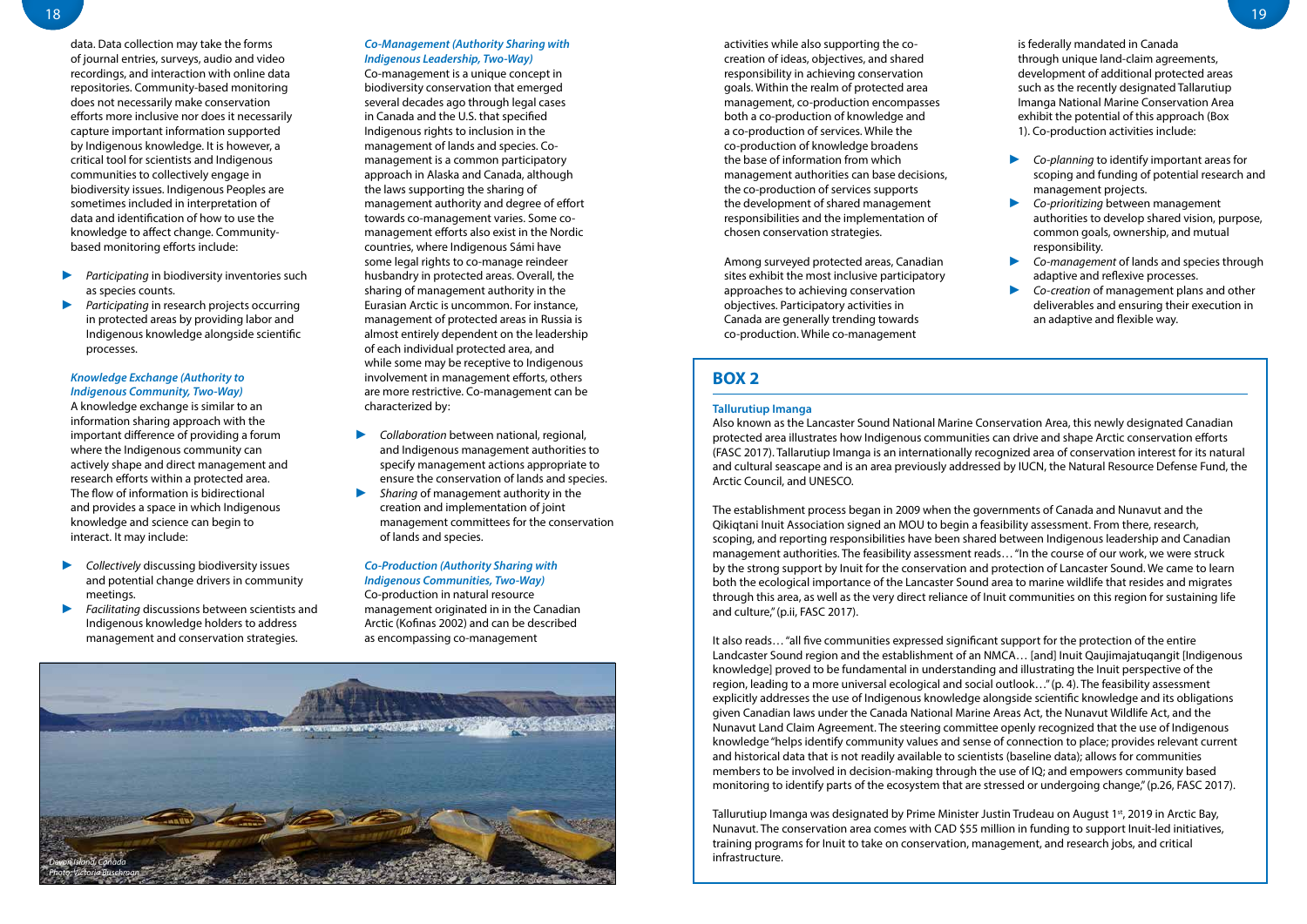data. Data collection may take the forms of journal entries, surveys, audio and video recordings, and interaction with online data repositories. Community-based monitoring does not necessarily make conservation efforts more inclusive nor does it necessarily capture important information supported by Indigenous knowledge. It is however, a critical tool for scientists and Indigenous communities to collectively engage in biodiversity issues. Indigenous Peoples are sometimes included in interpretation of data and identification of how to use the knowledge to affect change. Community-based monitoring efforts include:

- *Participating* in biodiversity inventories such as species counts.
- *Participating* in research projects occurring in protected areas by providing labor and Indigenous knowledge alongside scientific processes.

***Knowledge Exchange (Authority to Indigenous Community, Two-Way)***

A knowledge exchange is similar to an information sharing approach with the important difference of providing a forum where the Indigenous community can actively shape and direct management and research efforts within a protected area. The flow of information is bidirectional and provides a space in which Indigenous knowledge and science can begin to interact. It may include:

- *Collectively* discussing biodiversity issues and potential change drivers in community meetings.
- *Facilitating* discussions between scientists and Indigenous knowledge holders to address management and conservation strategies.

***Co-Management (Authority Sharing with Indigenous Leadership, Two-Way)***

Co-management is a unique concept in biodiversity conservation that emerged several decades ago through legal cases in Canada and the U.S. that specified Indigenous rights to inclusion in the management of lands and species. Co-management is a common participatory approach in Alaska and Canada, although the laws supporting the sharing of management authority and degree of effort towards co-management varies. Some co-management efforts also exist in the Nordic countries, where Indigenous Sámi have some legal rights to co-manage reindeer husbandry in protected areas. Overall, the sharing of management authority in the Eurasian Arctic is uncommon. For instance, management of protected areas in Russia is almost entirely dependent on the leadership of each individual protected area, and while some may be receptive to Indigenous involvement in management efforts, others are more restrictive. Co-management can be characterized by:

- *Collaboration* between national, regional, and Indigenous management authorities to specify management actions appropriate to ensure the conservation of lands and species.
- *Sharing* of management authority in the creation and implementation of joint management committees for the conservation of lands and species.

***Co-Production (Authority Sharing with Indigenous Communities, Two-Way)***

Co-production in natural resource management originated in in the Canadian Arctic (Kofinas 2002) and can be described as encompassing co-management activities while also supporting the co-creation of ideas, objectives, and shared responsibility in achieving conservation goals. Within the realm of protected area management, co-production encompasses both a co-production of knowledge and a co-production of services. While the co-production of knowledge broadens the base of information from which management authorities can base decisions, the co-production of services supports the development of shared management responsibilities and the implementation of chosen conservation strategies.

Among surveyed protected areas, Canadian sites exhibit the most inclusive participatory approaches to achieving conservation objectives. Participatory activities in Canada are generally trending towards co-production. While co-management is federally mandated in Canada through unique land-claim agreements, development of additional protected areas such as the recently designated Tallarutiup Imanga National Marine Conservation Area exhibit the potential of this approach (Box 1). Co-production activities include:

- *Co-planning* to identify important areas for scoping and funding of potential research and management projects.
- *Co-prioritizing* between management authorities to develop shared vision, purpose, common goals, ownership, and mutual responsibility.
- *Co-management* of lands and species through adaptive and reflexive processes.
- *Co-creation* of management plans and other deliverables and ensuring their execution in an adaptive and flexible way.

Devon Island, Canada
Photo: Victoria Buschman

## BOX 2

**Tallurutiup Imanga**

Also known as the Lancaster Sound National Marine Conservation Area, this newly designated Canadian protected area illustrates how Indigenous communities can drive and shape Arctic conservation efforts (FASC 2017). Tallurutiup Imanga is an internationally recognized area of conservation interest for its natural and cultural seascape and is an area previously addressed by IUCN, the Natural Resource Defense Fund, the Arctic Council, and UNESCO.

The establishment process began in 2009 when the governments of Canada and Nunavut and the Qikiqtani Inuit Association signed an MOU to begin a feasibility assessment. From there, research, scoping, and reporting responsibilities have been shared between Indigenous leadership and Canadian management authorities. The feasibility assessment reads… "In the course of our work, we were struck by the strong support by Inuit for the conservation and protection of Lancaster Sound. We came to learn both the ecological importance of the Lancaster Sound area to marine wildlife that resides and migrates through this area, as well as the very direct reliance of Inuit communities on this region for sustaining life and culture," (p.ii, FASC 2017).

It also reads… "all five communities expressed significant support for the protection of the entire Landcaster Sound region and the establishment of an NMCA… [and] Inuit Qaujimajatuqangit [Indigenous knowledge] proved to be fundamental in understanding and illustrating the Inuit perspective of the region, leading to a more universal ecological and social outlook…" (p. 4). The feasibility assessment explicitly addresses the use of Indigenous knowledge alongside scientific knowledge and its obligations given Canadian laws under the Canada National Marine Areas Act, the Nunavut Wildlife Act, and the Nunavut Land Claim Agreement. The steering committee openly recognized that the use of Indigenous knowledge "helps identify community values and sense of connection to place; provides relevant current and historical data that is not readily available to scientists (baseline data); allows for communities members to be involved in decision-making through the use of IQ; and empowers community based monitoring to identify parts of the ecosystem that are stressed or undergoing change," (p.26, FASC 2017).

Tallurutiup Imanga was designated by Prime Minister Justin Trudeau on August 1st, 2019 in Arctic Bay, Nunavut. The conservation area comes with CAD $55 million in funding to support Inuit-led initiatives, training programs for Inuit to take on conservation, management, and research jobs, and critical infrastructure.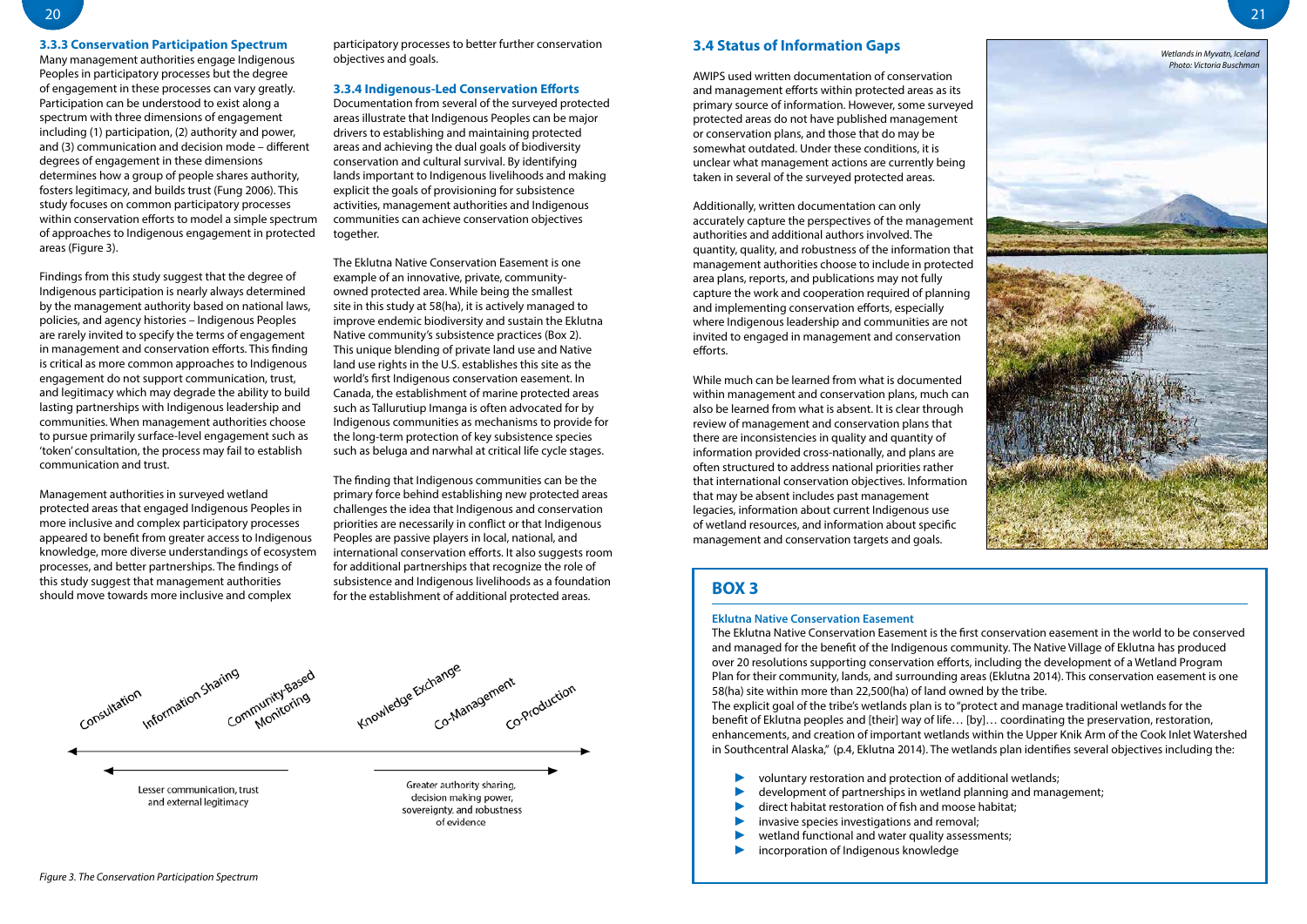### 3.3.3 Conservation Participation Spectrum

Many management authorities engage Indigenous Peoples in participatory processes but the degree of engagement in these processes can vary greatly. Participation can be understood to exist along a spectrum with three dimensions of engagement including (1) participation, (2) authority and power, and (3) communication and decision mode – different degrees of engagement in these dimensions determines how a group of people shares authority, fosters legitimacy, and builds trust (Fung 2006). This study focuses on common participatory processes within conservation efforts to model a simple spectrum of approaches to Indigenous engagement in protected areas (Figure 3).

Findings from this study suggest that the degree of Indigenous participation is nearly always determined by the management authority based on national laws, policies, and agency histories – Indigenous Peoples are rarely invited to specify the terms of engagement in management and conservation efforts. This finding is critical as more common approaches to Indigenous engagement do not support communication, trust, and legitimacy which may degrade the ability to build lasting partnerships with Indigenous leadership and communities. When management authorities choose to pursue primarily surface-level engagement such as 'token' consultation, the process may fail to establish communication and trust.

Management authorities in surveyed wetland protected areas that engaged Indigenous Peoples in more inclusive and complex participatory processes appeared to benefit from greater access to Indigenous knowledge, more diverse understandings of ecosystem processes, and better partnerships. The findings of this study suggest that management authorities should move towards more inclusive and complex participatory processes to better further conservation objectives and goals.

### 3.3.4 Indigenous-Led Conservation Efforts

Documentation from several of the surveyed protected areas illustrate that Indigenous Peoples can be major drivers to establishing and maintaining protected areas and achieving the dual goals of biodiversity conservation and cultural survival. By identifying lands important to Indigenous livelihoods and making explicit the goals of provisioning for subsistence activities, management authorities and Indigenous communities can achieve conservation objectives together.

The Eklutna Native Conservation Easement is one example of an innovative, private, community-owned protected area. While being the smallest site in this study at 58(ha), it is actively managed to improve endemic biodiversity and sustain the Eklutna Native community's subsistence practices (Box 2). This unique blending of private land use and Native land use rights in the U.S. establishes this site as the world's first Indigenous conservation easement. In Canada, the establishment of marine protected areas such as Tallurutiup Imanga is often advocated for by Indigenous communities as mechanisms to provide for the long-term protection of key subsistence species such as beluga and narwhal at critical life cycle stages.

The finding that Indigenous communities can be the primary force behind establishing new protected areas challenges the idea that Indigenous and conservation priorities are necessarily in conflict or that Indigenous Peoples are passive players in local, national, and international conservation efforts. It also suggests room for additional partnerships that recognize the role of subsistence and Indigenous livelihoods as a foundation for the establishment of additional protected areas.

Consultation — Information Sharing — Community-Based Monitoring — Knowledge Exchange — Co-Management — Co-Production

← Lesser communication, trust and external legitimacy

Greater authority sharing, decision making power, sovereignty, and robustness of evidence →

*Figure 3. The Conservation Participation Spectrum*

## 3.4 Status of Information Gaps

AWIPS used written documentation of conservation and management efforts within protected areas as its primary source of information. However, some surveyed protected areas do not have published management or conservation plans, and those that do may be somewhat outdated. Under these conditions, it is unclear what management actions are currently being taken in several of the surveyed protected areas.

Additionally, written documentation can only accurately capture the perspectives of the management authorities and additional authors involved. The quantity, quality, and robustness of the information that management authorities choose to include in protected area plans, reports, and publications may not fully capture the work and cooperation required of planning and implementing conservation efforts, especially where Indigenous leadership and communities are not invited to engaged in management and conservation efforts.

While much can be learned from what is documented within management and conservation plans, much can also be learned from what is absent. It is clear through review of management and conservation plans that there are inconsistencies in quality and quantity of information provided cross-nationally, and plans are often structured to address national priorities rather that international conservation objectives. Information that may be absent includes past management legacies, information about current Indigenous use of wetland resources, and information about specific management and conservation targets and goals.

*Wetlands in Myvatn, Iceland*
*Photo: Victoria Buschman*

## BOX 3

**Eklutna Native Conservation Easement**

The Eklutna Native Conservation Easement is the first conservation easement in the world to be conserved and managed for the benefit of the Indigenous community. The Native Village of Eklutna has produced over 20 resolutions supporting conservation efforts, including the development of a Wetland Program Plan for their community, lands, and surrounding areas (Eklutna 2014). This conservation easement is one 58(ha) site within more than 22,500(ha) of land owned by the tribe.

The explicit goal of the tribe's wetlands plan is to "protect and manage traditional wetlands for the benefit of Eklutna peoples and [their] way of life… [by]… coordinating the preservation, restoration, enhancements, and creation of important wetlands within the Upper Knik Arm of the Cook Inlet Watershed in Southcentral Alaska," (p.4, Eklutna 2014). The wetlands plan identifies several objectives including the:

- voluntary restoration and protection of additional wetlands;
- development of partnerships in wetland planning and management;
- direct habitat restoration of fish and moose habitat;
- invasive species investigations and removal;
- wetland functional and water quality assessments;
- incorporation of Indigenous knowledge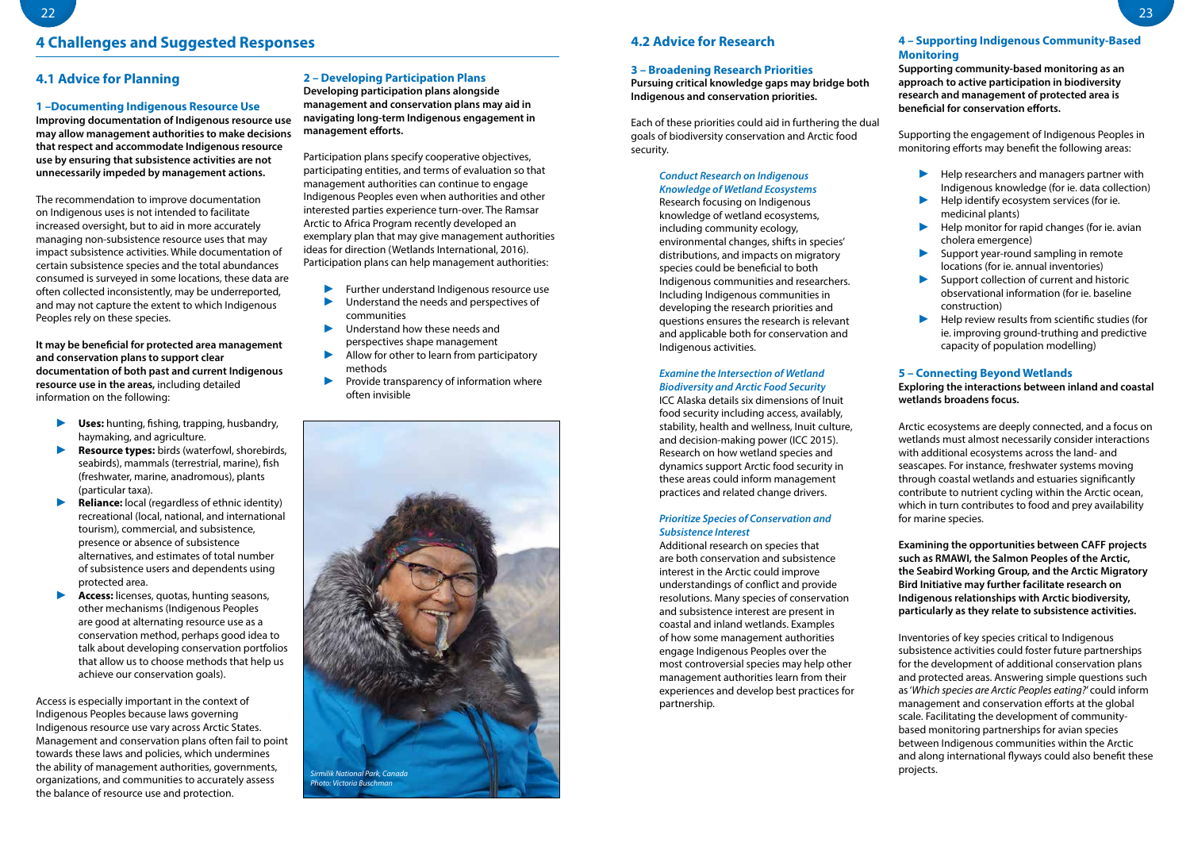# 4 Challenges and Suggested Responses

## 4.1 Advice for Planning

### 1 –Documenting Indigenous Resource Use

**Improving documentation of Indigenous resource use may allow management authorities to make decisions that respect and accommodate Indigenous resource use by ensuring that subsistence activities are not unnecessarily impeded by management actions.**

The recommendation to improve documentation on Indigenous uses is not intended to facilitate increased oversight, but to aid in more accurately managing non-subsistence resource uses that may impact subsistence activities. While documentation of certain subsistence species and the total abundances consumed is surveyed in some locations, these data are often collected inconsistently, may be underreported, and may not capture the extent to which Indigenous Peoples rely on these species.

**It may be beneficial for protected area management and conservation plans to support clear documentation of both past and current Indigenous resource use in the areas,** including detailed information on the following:

- **Uses:** hunting, fishing, trapping, husbandry, haymaking, and agriculture.
- **Resource types:** birds (waterfowl, shorebirds, seabirds), mammals (terrestrial, marine), fish (freshwater, marine, anadromous), plants (particular taxa).
- **Reliance:** local (regardless of ethnic identity) recreational (local, national, and international tourism), commercial, and subsistence, presence or absence of subsistence alternatives, and estimates of total number of subsistence users and dependents using protected area.
- **Access:** licenses, quotas, hunting seasons, other mechanisms (Indigenous Peoples are good at alternating resource use as a conservation method, perhaps good idea to talk about developing conservation portfolios that allow us to choose methods that help us achieve our conservation goals).

Access is especially important in the context of Indigenous Peoples because laws governing Indigenous resource use vary across Arctic States. Management and conservation plans often fail to point towards these laws and policies, which undermines the ability of management authorities, governments, organizations, and communities to accurately assess the balance of resource use and protection.

### 2 – Developing Participation Plans

**Developing participation plans alongside management and conservation plans may aid in navigating long-term Indigenous engagement in management efforts.**

Participation plans specify cooperative objectives, participating entities, and terms of evaluation so that management authorities can continue to engage Indigenous Peoples even when authorities and other interested parties experience turn-over. The Ramsar Arctic to Africa Program recently developed an exemplary plan that may give management authorities ideas for direction (Wetlands International, 2016). Participation plans can help management authorities:

- Further understand Indigenous resource use
- Understand the needs and perspectives of communities
- Understand how these needs and perspectives shape management
- Allow for other to learn from participatory methods
- Provide transparency of information where often invisible

*Sirmilik National Park, Canada*
*Photo: Victoria Buschman*

## 4.2 Advice for Research

### 3 – Broadening Research Priorities

**Pursuing critical knowledge gaps may bridge both Indigenous and conservation priorities.**

Each of these priorities could aid in furthering the dual goals of biodiversity conservation and Arctic food security.

***Conduct Research on Indigenous Knowledge of Wetland Ecosystems***

Research focusing on Indigenous knowledge of wetland ecosystems, including community ecology, environmental changes, shifts in species' distributions, and impacts on migratory species could be beneficial to both Indigenous communities and researchers. Including Indigenous communities in developing the research priorities and questions ensures the research is relevant and applicable both for conservation and Indigenous activities.

***Examine the Intersection of Wetland Biodiversity and Arctic Food Security***

ICC Alaska details six dimensions of Inuit food security including access, availably, stability, health and wellness, Inuit culture, and decision-making power (ICC 2015). Research on how wetland species and dynamics support Arctic food security in these areas could inform management practices and related change drivers.

***Prioritize Species of Conservation and Subsistence Interest***

Additional research on species that are both conservation and subsistence interest in the Arctic could improve understandings of conflict and provide resolutions. Many species of conservation and subsistence interest are present in coastal and inland wetlands. Examples of how some management authorities engage Indigenous Peoples over the most controversial species may help other management authorities learn from their experiences and develop best practices for partnership.

### 4 – Supporting Indigenous Community-Based Monitoring

**Supporting community-based monitoring as an approach to active participation in biodiversity research and management of protected area is beneficial for conservation efforts.**

Supporting the engagement of Indigenous Peoples in monitoring efforts may benefit the following areas:

- Help researchers and managers partner with Indigenous knowledge (for ie. data collection)
- Help identify ecosystem services (for ie. medicinal plants)
- Help monitor for rapid changes (for ie. avian cholera emergence)
- Support year-round sampling in remote locations (for ie. annual inventories)
- Support collection of current and historic observational information (for ie. baseline construction)
- Help review results from scientific studies (for ie. improving ground-truthing and predictive capacity of population modelling)

### 5 – Connecting Beyond Wetlands

**Exploring the interactions between inland and coastal wetlands broadens focus.**

Arctic ecosystems are deeply connected, and a focus on wetlands must almost necessarily consider interactions with additional ecosystems across the land- and seascapes. For instance, freshwater systems moving through coastal wetlands and estuaries significantly contribute to nutrient cycling within the Arctic ocean, which in turn contributes to food and prey availability for marine species.

**Examining the opportunities between CAFF projects such as RMAWI, the Salmon Peoples of the Arctic, the Seabird Working Group, and the Arctic Migratory Bird Initiative may further facilitate research on Indigenous relationships with Arctic biodiversity, particularly as they relate to subsistence activities.**

Inventories of key species critical to Indigenous subsistence activities could foster future partnerships for the development of additional conservation plans and protected areas. Answering simple questions such as '*Which species are Arctic Peoples eating?*' could inform management and conservation efforts at the global scale. Facilitating the development of community-based monitoring partnerships for avian species between Indigenous communities within the Arctic and along international flyways could also benefit these projects.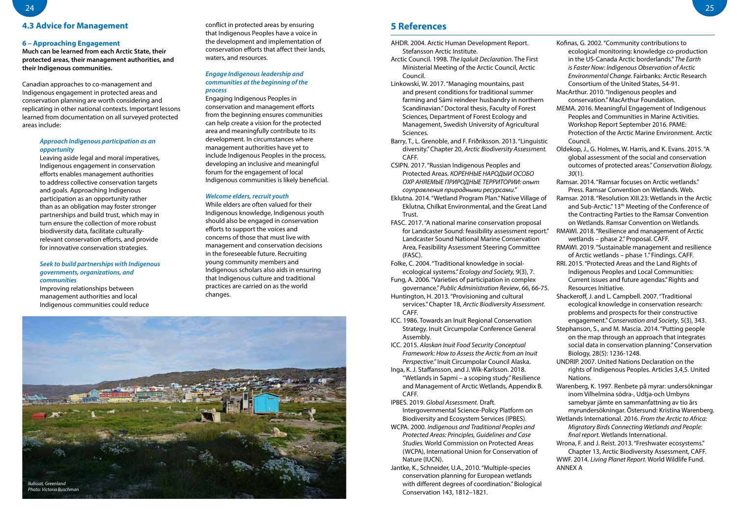## 4.3 Advice for Management

### 6 – Approaching Engagement

**Much can be learned from each Arctic State, their protected areas, their management authorities, and their Indigenous communities.**

Canadian approaches to co-management and Indigenous engagement in protected areas and conservation planning are worth considering and replicating in other national contexts. Important lessons learned from documentation on all surveyed protected areas include:

***Approach Indigenous participation as an opportunity***

Leaving aside legal and moral imperatives, Indigenous engagement in conservation efforts enables management authorities to address collective conservation targets and goals. Approaching Indigenous participation as an opportunity rather than as an obligation may foster stronger partnerships and build trust, which may in turn ensure the collection of more robust biodiversity data, facilitate culturally-relevant conservation efforts, and provide for innovative conservation strategies.

***Seek to build partnerships with Indigenous governments, organizations, and communities***

Improving relationships between management authorities and local Indigenous communities could reduce conflict in protected areas by ensuring that Indigenous Peoples have a voice in the development and implementation of conservation efforts that affect their lands, waters, and resources.

***Engage Indigenous leadership and communities at the beginning of the process***

Engaging Indigenous Peoples in conservation and management efforts from the beginning ensures communities can help create a vision for the protected area and meaningfully contribute to its development. In circumstances where management authorities have yet to include Indigenous Peoples in the process, developing an inclusive and meaningful forum for the engagement of local Indigenous communities is likely beneficial.

***Welcome elders, recruit youth***

While elders are often valued for their Indigenous knowledge, Indigenous youth should also be engaged in conservation efforts to support the voices and concerns of those that must live with management and conservation decisions in the foreseeable future. Recruiting young community members and Indigenous scholars also aids in ensuring that Indigenous culture and traditional practices are carried on as the world changes.

*Ilulissat, Greenland*
*Photo: Victoria Buschman*

## 5 References

AHDR. 2004. Arctic Human Development Report. Stefansson Arctic Institute.

Arctic Council. 1998. *The Iqaluit Declaration*. The First Ministerial Meeting of the Arctic Council, Arctic Council.

Linkowski, W. 2017. "Managing mountains, past and present conditions for traditional summer farming and Sámi reindeer husbandry in northern Scandinavian." Doctoral thesis, Faculty of Forest Sciences, Department of Forest Ecology and Management, Swedish University of Agricultural Sciences.

Barry, T., L. Grenoble, and F. Friðriksson. 2013. "Linguistic diversity." Chapter 20, *Arctic Biodiversity Assessment.* CAFF.

CSIPN. 2017. "Russian Indigenous Peoples and Protected Areas. *КОРЕННЫЕ НАРОДЫИ ОСОБО ОХР АНЯЕМЫЕ ПРИРОДНЫЕ ТЕРРИТОРИИ: опыт соуправления природными ресурсами.*"

Eklutna. 2014. "Wetland Program Plan." Native Village of Eklutna, Chilkat Environmental, and the Great Land Trust.

FASC. 2017. "A national marine conservation proposal for Landcaster Sound: feasibility assessment report." Landcaster Sound National Marine Conservation Area, Feasibility Assessment Steering Committee (FASC).

Folke, C. 2004. "Traditional knowledge in social-ecological systems." *Ecology and Society,* 9(3), 7.

Fung, A. 2006. "Varieties of participation in complex governance." *Public Administration Review*, 66, 66-75.

Huntington, H. 2013. "Provisioning and cultural services." Chapter 18, *Arctic Biodiversity Assessment.* CAFF.

ICC. 1986. Towards an Inuit Regional Conservation Strategy. Inuit Circumpolar Conference General Assembly.

ICC. 2015. *Alaskan Inuit Food Security Conceptual Framework: How to Assess the Arctic from an Inuit Perspective."* Inuit Circumpolar Council Alaska.

Inga, K. J. Staffansson, and J. Wik-Karlsson. 2018. "Wetlands in Sapmi – a scoping study." Resilience and Management of Arctic Wetlands, Appendix B. CAFF.

IPBES. 2019. *Global Assessment.* Draft. Intergovernmental Science-Policy Platform on Biodiversity and Ecosystem Services (IPBES).

WCPA. 2000. *Indigenous and Traditional Peoples and Protected Areas: Principles, Guidelines and Case Studies.* World Commission on Protected Areas (WCPA), International Union for Conservation of Nature (IUCN).

Jantke, K., Schneider, U.A., 2010. "Multiple-species conservation planning for European wetlands with different degrees of coordination." Biological Conservation 143, 1812–1821.

Kofinas, G. 2002. "Community contributions to ecological monitoring: knowledge co-production in the US-Canada Arctic borderlands." *The Earth is Faster Now: Indigenous Observation of Arctic Environmental Change.* Fairbanks: Arctic Research Consortium of the United States, 54-91.

MacArthur. 2010. "Indigenous peoples and conservation." MacArthur Foundation.

MEMA. 2016. Meaningful Engagement of Indigenous Peoples and Communities in Marine Activities. Workshop Report September 2016. PAME: Protection of the Arctic Marine Environment. Arctic Council.

Oldekop, J., G. Holmes, W. Harris, and K. Evans. 2015. "A global assessment of the social and conservation outcomes of protected areas." *Conservation Biology, 30*(1).

Ramsar. 2014. "Ramsar focuses on Arctic wetlands." Press. Ramsar Convention on Wetlands. Web.

Ramsar. 2018. "Resolution XIII.23: Wetlands in the Arctic and Sub-Arctic." 13th Meeting of the Conference of the Contracting Parties to the Ramsar Convention on Wetlands. Ramsar Convention on Wetlands.

RMAWI. 2018. "Resilience and management of Arctic wetlands – phase 2." Proposal. CAFF.

RMAWI. 2019. "Sustainable management and resilience of Arctic wetlands – phase 1." Findings. CAFF.

RRI. 2015. "Protected Areas and the Land Rights of Indigenous Peoples and Local Communities: Current issues and future agendas." Rights and Resources Initiative.

Shackeroff, J. and L. Campbell. 2007. "Traditional ecological knowledge in conservation research: problems and prospects for their constructive engagement." *Conservation and Society*, 5(3), 343.

Stephanson, S., and M. Mascia. 2014. "Putting people on the map through an approach that integrates social data in conservation planning." Conservation Biology, 28(5): 1236-1248.

UNDRIP. 2007. United Nations Declaration on the rights of Indigenous Peoples. Articles 3,4,5. United Nations.

Warenberg, K. 1997. Renbete på myrar: undersökningar inom Vilhelmina södra-, Udtja-och Umbyns samebyar jämte en sammanfattning av tio års myrundersökningar. Östersund: Kristina Warenberg.

Wetlands International. 2016. *From the Arctic to Africa: Migratory Birds Connecting Wetlands and People: final report.* Wetlands International.

Wrona, F. and J. Reist. 2013. "Freshwater ecosystems." Chapter 13, Arctic Biodiversity Assessment, CAFF.

WWF. 2014. *Living Planet Report*. World Wildlife Fund.

ANNEX A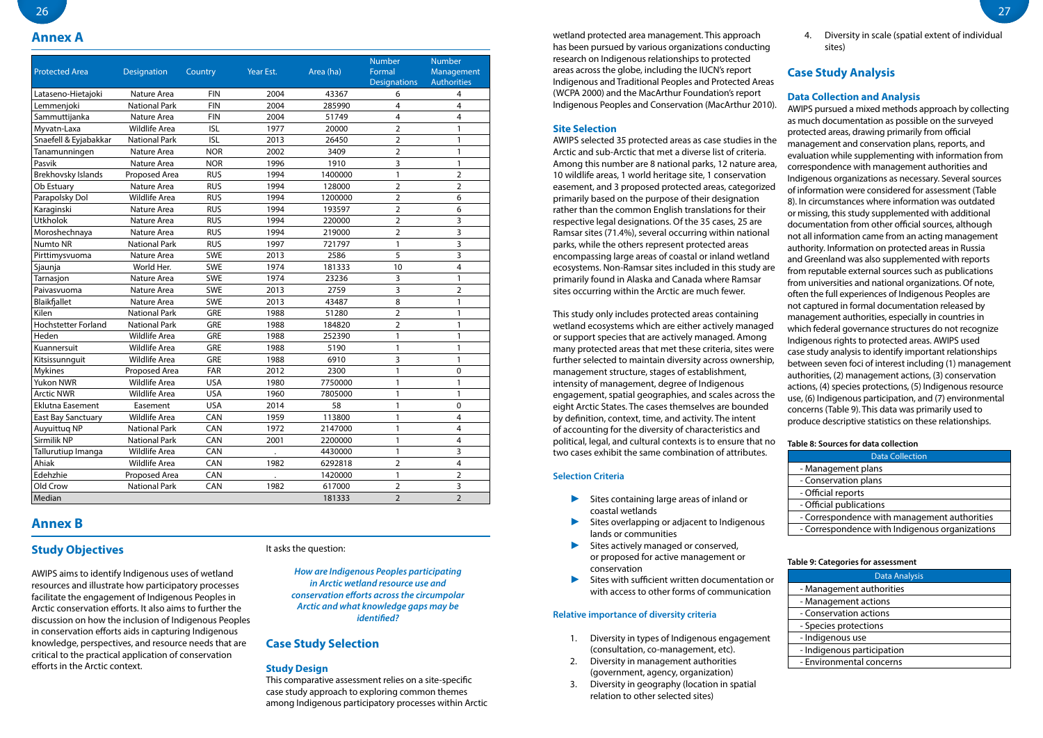## Annex A

| Protected Area | Designation | Country | Year Est. | Area (ha) | Number Formal Designations | Number Management Authorities |
|---|---|---|---|---|---|---|
| Lataseno-Hietajoki | Nature Area | FIN | 2004 | 43367 | 6 | 4 |
| Lemmenjoki | National Park | FIN | 2004 | 285990 | 4 | 4 |
| Sammuttijanka | Nature Area | FIN | 2004 | 51749 | 4 | 4 |
| Myvatn-Laxa | Wildlife Area | ISL | 1977 | 20000 | 2 | 1 |
| Snaefell & Eyjabakkar | National Park | ISL | 2013 | 26450 | 2 | 1 |
| Tanamunningen | Nature Area | NOR | 2002 | 3409 | 2 | 1 |
| Pasvik | Nature Area | NOR | 1996 | 1910 | 3 | 1 |
| Brekhovsky Islands | Proposed Area | RUS | 1994 | 1400000 | 1 | 2 |
| Ob Estuary | Nature Area | RUS | 1994 | 128000 | 2 | 2 |
| Parapolsky Dol | Wildlife Area | RUS | 1994 | 1200000 | 2 | 6 |
| Karaginski | Nature Area | RUS | 1994 | 193597 | 2 | 6 |
| Utkholok | Nature Area | RUS | 1994 | 220000 | 2 | 3 |
| Moroshechnaya | Nature Area | RUS | 1994 | 219000 | 2 | 3 |
| Numto NR | National Park | RUS | 1997 | 721797 | 1 | 3 |
| Pirttimysvuoma | Nature Area | SWE | 2013 | 2586 | 5 | 3 |
| Sjaunja | World Her. | SWE | 1974 | 181333 | 10 | 4 |
| Tarnasjon | Nature Area | SWE | 1974 | 23236 | 3 | 1 |
| Paivasvuoma | Nature Area | SWE | 2013 | 2759 | 3 | 2 |
| Blaikfjallet | Nature Area | SWE | 2013 | 43487 | 8 | 1 |
| Kilen | National Park | GRE | 1988 | 51280 | 2 | 1 |
| Hochstetter Forland | National Park | GRE | 1988 | 184820 | 2 | 1 |
| Heden | Wildlife Area | GRE | 1988 | 252390 | 1 | 1 |
| Kuannersuit | Wildlife Area | GRE | 1988 | 5190 | 1 | 1 |
| Kitsissunnguit | Wildlife Area | GRE | 1988 | 6910 | 3 | 1 |
| Mykines | Proposed Area | FAR | 2012 | 2300 | 1 | 0 |
| Yukon NWR | Wildlife Area | USA | 1980 | 7750000 | 1 | 1 |
| Arctic NWR | Wildlife Area | USA | 1960 | 7805000 | 1 | 1 |
| Eklutna Easement | Easement | USA | 2014 | 58 | 1 | 0 |
| East Bay Sanctuary | Wildlife Area | CAN | 1959 | 113800 | 1 | 4 |
| Auyuittuq NP | National Park | CAN | 1972 | 2147000 | 1 | 4 |
| Sirmilik NP | National Park | CAN | 2001 | 2200000 | 1 | 4 |
| Tallurutiup Imanga | Wildlife Area | CAN | . | 4430000 | 1 | 3 |
| Ahiak | Wildlife Area | CAN | 1982 | 6292818 | 2 | 4 |
| Edehzhie | Proposed Area | CAN | . | 1420000 | 1 | 2 |
| Old Crow | National Park | CAN | 1982 | 617000 | 2 | 3 |
| Median | | | | 181333 | 2 | 2 |

## Annex B

### Study Objectives

AWIPS aims to identify Indigenous uses of wetland resources and illustrate how participatory processes facilitate the engagement of Indigenous Peoples in Arctic conservation efforts. It also aims to further the discussion on how the inclusion of Indigenous Peoples in conservation efforts aids in capturing Indigenous knowledge, perspectives, and resource needs that are critical to the practical application of conservation efforts in the Arctic context.

It asks the question:

***How are Indigenous Peoples participating in Arctic wetland resource use and conservation efforts across the circumpolar Arctic and what knowledge gaps may be identified?***

### Case Study Selection

#### Study Design

This comparative assessment relies on a site-specific case study approach to exploring common themes among Indigenous participatory processes within Arctic wetland protected area management. This approach has been pursued by various organizations conducting research on Indigenous relationships to protected areas across the globe, including the IUCN's report Indigenous and Traditional Peoples and Protected Areas (WCPA 2000) and the MacArthur Foundation's report Indigenous Peoples and Conservation (MacArthur 2010).

#### Site Selection

AWIPS selected 35 protected areas as case studies in the Arctic and sub-Arctic that met a diverse list of criteria. Among this number are 8 national parks, 12 nature area, 10 wildlife areas, 1 world heritage site, 1 conservation easement, and 3 proposed protected areas, categorized primarily based on the purpose of their designation rather than the common English translations for their respective legal designations. Of the 35 cases, 25 are Ramsar sites (71.4%), several occurring within national parks, while the others represent protected areas encompassing large areas of coastal or inland wetland ecosystems. Non-Ramsar sites included in this study are primarily found in Alaska and Canada where Ramsar sites occurring within the Arctic are much fewer.

This study only includes protected areas containing wetland ecosystems which are either actively managed or support species that are actively managed. Among many protected areas that met these criteria, sites were further selected to maintain diversity across ownership, management structure, stages of establishment, intensity of management, degree of Indigenous engagement, spatial geographies, and scales across the eight Arctic States. The cases themselves are bounded by definition, context, time, and activity. The intent of accounting for the diversity of characteristics and political, legal, and cultural contexts is to ensure that no two cases exhibit the same combination of attributes.

#### Selection Criteria

- Sites containing large areas of inland or coastal wetlands
- Sites overlapping or adjacent to Indigenous lands or communities
- Sites actively managed or conserved, or proposed for active management or conservation
- Sites with sufficient written documentation or with access to other forms of communication

#### Relative importance of diversity criteria

1. Diversity in types of Indigenous engagement (consultation, co-management, etc).
2. Diversity in management authorities (government, agency, organization)
3. Diversity in geography (location in spatial relation to other selected sites)
4. Diversity in scale (spatial extent of individual sites)

### Case Study Analysis

#### Data Collection and Analysis

AWIPS pursued a mixed methods approach by collecting as much documentation as possible on the surveyed protected areas, drawing primarily from official management and conservation plans, reports, and evaluation while supplementing with information from correspondence with management authorities and Indigenous organizations as necessary. Several sources of information were considered for assessment (Table 8). In circumstances where information was outdated or missing, this study supplemented with additional documentation from other official sources, although not all information came from an acting management authority. Information on protected areas in Russia and Greenland was also supplemented with reports from reputable external sources such as publications from universities and national organizations. Of note, often the full experiences of Indigenous Peoples are not captured in formal documentation released by management authorities, especially in countries in which federal governance structures do not recognize Indigenous rights to protected areas. AWIPS used case study analysis to identify important relationships between seven foci of interest including (1) management authorities, (2) management actions, (3) conservation actions, (4) species protections, (5) Indigenous resource use, (6) Indigenous participation, and (7) environmental concerns (Table 9). This data was primarily used to produce descriptive statistics on these relationships.

**Table 8: Sources for data collection**

| Data Collection |
|---|
| - Management plans |
| - Conservation plans |
| - Official reports |
| - Official publications |
| - Correspondence with management authorities |
| - Correspondence with Indigenous organizations |

**Table 9: Categories for assessment**

| Data Analysis |
|---|
| - Management authorities |
| - Management actions |
| - Conservation actions |
| - Species protections |
| - Indigenous use |
| - Indigenous participation |
| - Environmental concerns |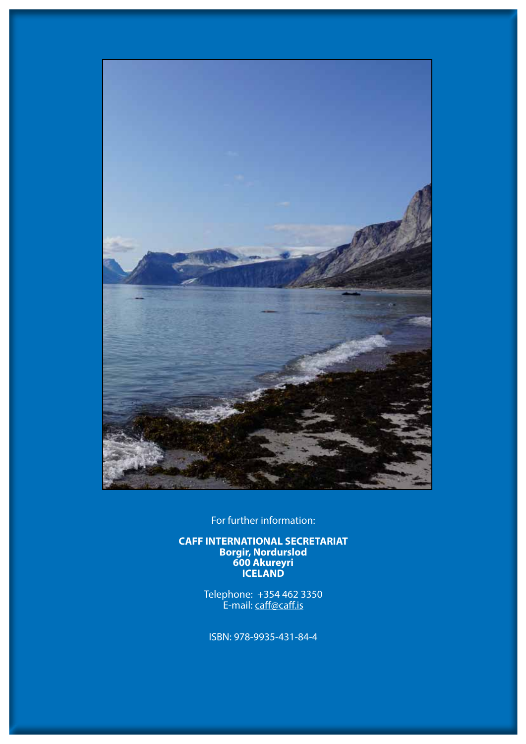For further information:

**CAFF INTERNATIONAL SECRETARIAT**
**Borgir, Nordurslod**
**600 Akureyri**
**ICELAND**

Telephone: +354 462 3350
E-mail: caff@caff.is

ISBN: 978-9935-431-84-4